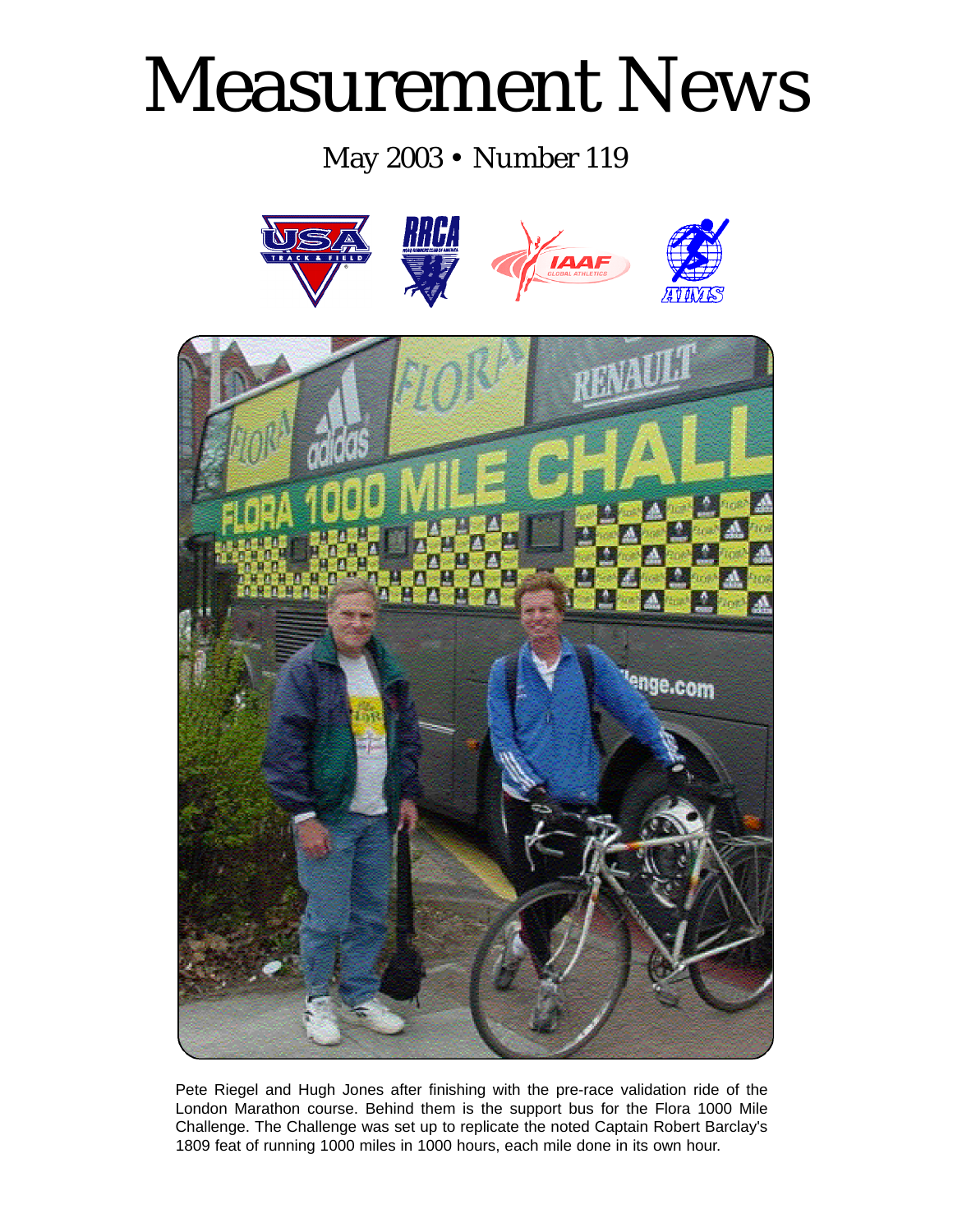# Measurement News

May 2003 • Number 119

Pete Riegel and Hugh Jones after finishing with the pre-race validation ride of the London Marathon course. Behind them is the support bus for the Flora 1000 Mile Challenge. The Challenge was set up to replicate the noted Captain Robert Barclay's 1809 feat of running 1000 miles in 1000 hours, each mile done in its own hour.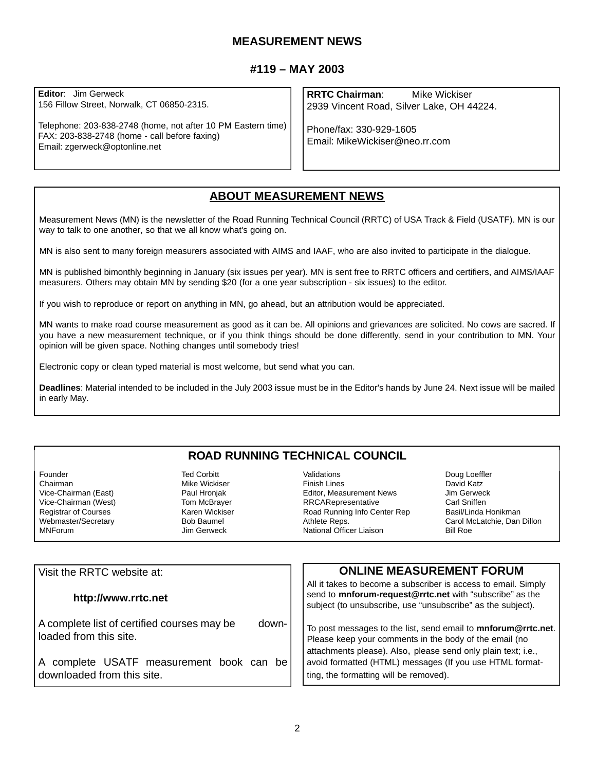# MEASUREMENT NEWS

## #119 – MAY 2003

**Editor**: Jim Gerweck
156 Fillow Street, Norwalk, CT 06850-2315.

Telephone: 203-838-2748 (home, not after 10 PM Eastern time)
FAX: 203-838-2748 (home - call before faxing)
Email: zgerweck@optonline.net

**RRTC Chairman**: Mike Wickiser
2939 Vincent Road, Silver Lake, OH 44224.

Phone/fax: 330-929-1605
Email: MikeWickiser@neo.rr.com

## ABOUT MEASUREMENT NEWS

Measurement News (MN) is the newsletter of the Road Running Technical Council (RRTC) of USA Track & Field (USATF). MN is our way to talk to one another, so that we all know what's going on.

MN is also sent to many foreign measurers associated with AIMS and IAAF, who are also invited to participate in the dialogue.

MN is published bimonthly beginning in January (six issues per year). MN is sent free to RRTC officers and certifiers, and AIMS/IAAF measurers. Others may obtain MN by sending $20 (for a one year subscription - six issues) to the editor.

If you wish to reproduce or report on anything in MN, go ahead, but an attribution would be appreciated.

MN wants to make road course measurement as good as it can be. All opinions and grievances are solicited. No cows are sacred. If you have a new measurement technique, or if you think things should be done differently, send in your contribution to MN. Your opinion will be given space. Nothing changes until somebody tries!

Electronic copy or clean typed material is most welcome, but send what you can.

**Deadlines**: Material intended to be included in the July 2003 issue must be in the Editor's hands by June 24. Next issue will be mailed in early May.

## ROAD RUNNING TECHNICAL COUNCIL

| | | | |
|---|---|---|---|
| Founder | Ted Corbitt | Validations | Doug Loeffler |
| Chairman | Mike Wickiser | Finish Lines | David Katz |
| Vice-Chairman (East) | Paul Hronjak | Editor, Measurement News | Jim Gerweck |
| Vice-Chairman (West) | Tom McBrayer | RRCARepresentative | Carl Sniffen |
| Registrar of Courses | Karen Wickiser | Road Running Info Center Rep | Basil/Linda Honikman |
| Webmaster/Secretary | Bob Baumel | Athlete Reps. | Carol McLatchie, Dan Dillon |
| MNForum | Jim Gerweck | National Officer Liaison | Bill Roe |

Visit the RRTC website at:

**http://www.rrtc.net**

A complete list of certified courses may be downloaded from this site.

A complete USATF measurement book can be downloaded from this site.

## ONLINE MEASUREMENT FORUM

All it takes to become a subscriber is access to email. Simply send to **mnforum-request@rrtc.net** with “subscribe” as the subject (to unsubscribe, use “unsubscribe” as the subject).

To post messages to the list, send email to **mnforum@rrtc.net**. Please keep your comments in the body of the email (no attachments please). Also, please send only plain text; i.e., avoid formatted (HTML) messages (If you use HTML formatting, the formatting will be removed).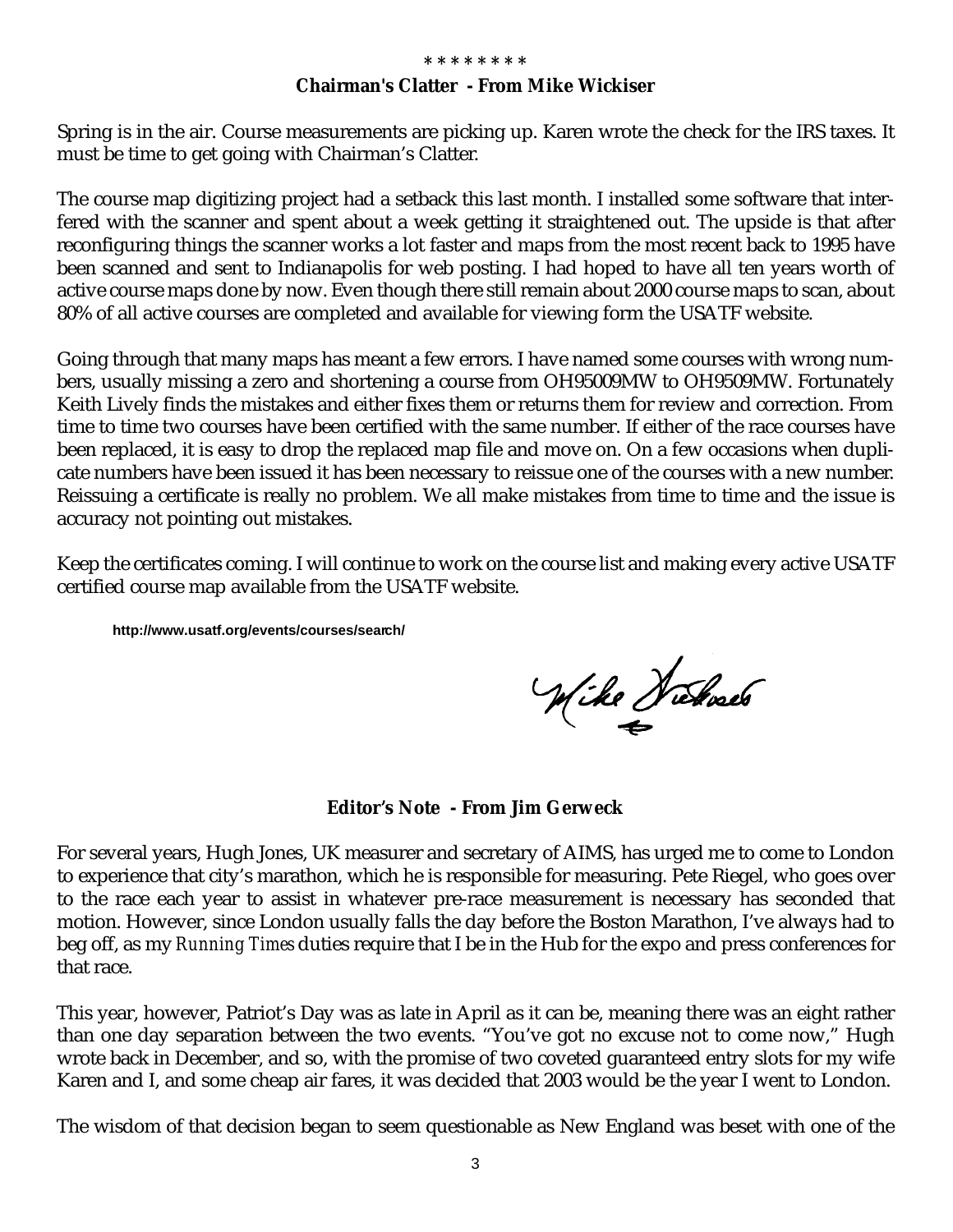\* \* \* \* \* \* \* \*

### Chairman's Clatter - From Mike Wickiser

Spring is in the air. Course measurements are picking up. Karen wrote the check for the IRS taxes. It must be time to get going with Chairman's Clatter.

The course map digitizing project had a setback this last month. I installed some software that interfered with the scanner and spent about a week getting it straightened out. The upside is that after reconfiguring things the scanner works a lot faster and maps from the most recent back to 1995 have been scanned and sent to Indianapolis for web posting. I had hoped to have all ten years worth of active course maps done by now. Even though there still remain about 2000 course maps to scan, about 80% of all active courses are completed and available for viewing form the USATF website.

Going through that many maps has meant a few errors. I have named some courses with wrong numbers, usually missing a zero and shortening a course from OH95009MW to OH9509MW. Fortunately Keith Lively finds the mistakes and either fixes them or returns them for review and correction. From time to time two courses have been certified with the same number. If either of the race courses have been replaced, it is easy to drop the replaced map file and move on. On a few occasions when duplicate numbers have been issued it has been necessary to reissue one of the courses with a new number. Reissuing a certificate is really no problem. We all make mistakes from time to time and the issue is accuracy not pointing out mistakes.

Keep the certificates coming. I will continue to work on the course list and making every active USATF certified course map available from the USATF website.

**http://www.usatf.org/events/courses/search/**

Mike Wickiser

### Editor's Note - From Jim Gerweck

For several years, Hugh Jones, UK measurer and secretary of AIMS, has urged me to come to London to experience that city's marathon, which he is responsible for measuring. Pete Riegel, who goes over to the race each year to assist in whatever pre-race measurement is necessary has seconded that motion. However, since London usually falls the day before the Boston Marathon, I've always had to beg off, as my *Running Times* duties require that I be in the Hub for the expo and press conferences for that race.

This year, however, Patriot's Day was as late in April as it can be, meaning there was an eight rather than one day separation between the two events. "You've got no excuse not to come now," Hugh wrote back in December, and so, with the promise of two coveted guaranteed entry slots for my wife Karen and I, and some cheap air fares, it was decided that 2003 would be the year I went to London.

The wisdom of that decision began to seem questionable as New England was beset with one of the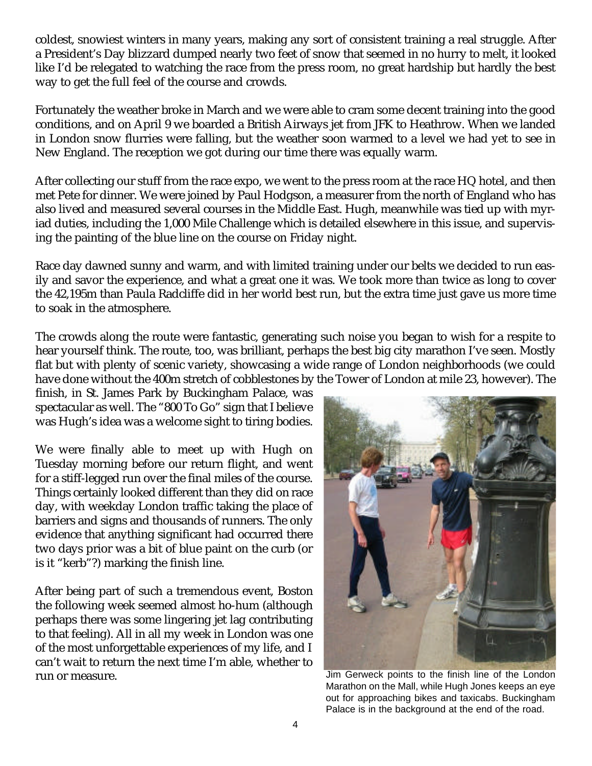coldest, snowiest winters in many years, making any sort of consistent training a real struggle. After a President's Day blizzard dumped nearly two feet of snow that seemed in no hurry to melt, it looked like I'd be relegated to watching the race from the press room, no great hardship but hardly the best way to get the full feel of the course and crowds.

Fortunately the weather broke in March and we were able to cram some decent training into the good conditions, and on April 9 we boarded a British Airways jet from JFK to Heathrow. When we landed in London snow flurries were falling, but the weather soon warmed to a level we had yet to see in New England. The reception we got during our time there was equally warm.

After collecting our stuff from the race expo, we went to the press room at the race HQ hotel, and then met Pete for dinner. We were joined by Paul Hodgson, a measurer from the north of England who has also lived and measured several courses in the Middle East. Hugh, meanwhile was tied up with myriad duties, including the 1,000 Mile Challenge which is detailed elsewhere in this issue, and supervising the painting of the blue line on the course on Friday night.

Race day dawned sunny and warm, and with limited training under our belts we decided to run easily and savor the experience, and what a great one it was. We took more than twice as long to cover the 42,195m than Paula Radcliffe did in her world best run, but the extra time just gave us more time to soak in the atmosphere.

The crowds along the route were fantastic, generating such noise you began to wish for a respite to hear yourself think. The route, too, was brilliant, perhaps the best big city marathon I've seen. Mostly flat but with plenty of scenic variety, showcasing a wide range of London neighborhoods (we could have done without the 400m stretch of cobblestones by the Tower of London at mile 23, however). The finish, in St. James Park by Buckingham Palace, was spectacular as well. The "800 To Go" sign that I believe was Hugh's idea was a welcome sight to tiring bodies.

We were finally able to meet up with Hugh on Tuesday morning before our return flight, and went for a stiff-legged run over the final miles of the course. Things certainly looked different than they did on race day, with weekday London traffic taking the place of barriers and signs and thousands of runners. The only evidence that anything significant had occurred there two days prior was a bit of blue paint on the curb (or is it "kerb"?) marking the finish line.

After being part of such a tremendous event, Boston the following week seemed almost ho-hum (although perhaps there was some lingering jet lag contributing to that feeling). All in all my week in London was one of the most unforgettable experiences of my life, and I can't wait to return the next time I'm able, whether to run or measure.

Jim Gerweck points to the finish line of the London Marathon on the Mall, while Hugh Jones keeps an eye out for approaching bikes and taxicabs. Buckingham Palace is in the background at the end of the road.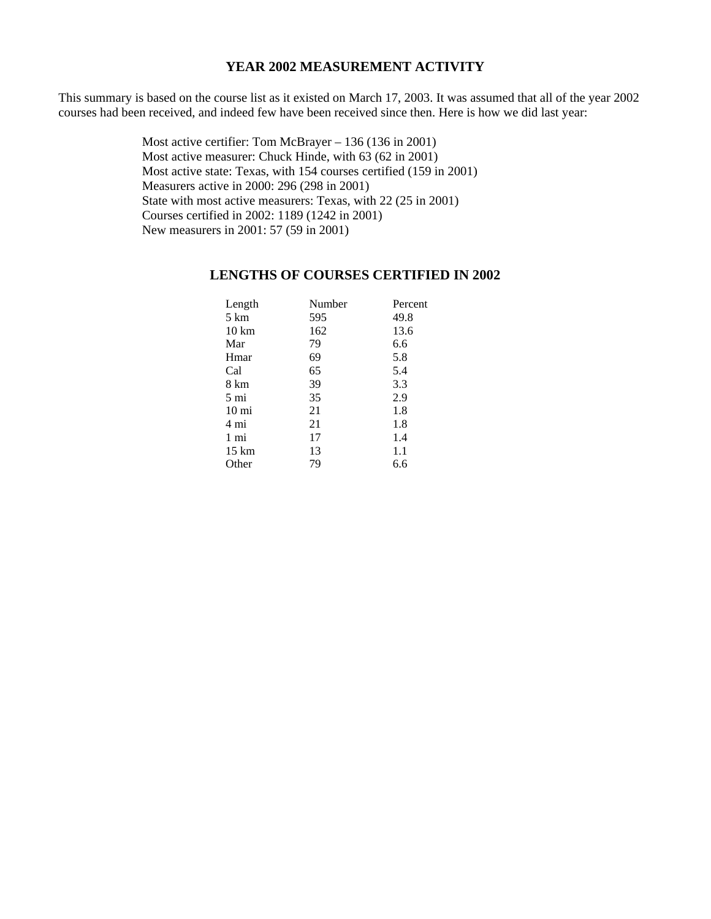# YEAR 2002 MEASUREMENT ACTIVITY

This summary is based on the course list as it existed on March 17, 2003. It was assumed that all of the year 2002 courses had been received, and indeed few have been received since then. Here is how we did last year:

Most active certifier: Tom McBrayer – 136 (136 in 2001)
Most active measurer: Chuck Hinde, with 63 (62 in 2001)
Most active state: Texas, with 154 courses certified (159 in 2001)
Measurers active in 2000: 296 (298 in 2001)
State with most active measurers: Texas, with 22 (25 in 2001)
Courses certified in 2002: 1189 (1242 in 2001)
New measurers in 2001: 57 (59 in 2001)

## LENGTHS OF COURSES CERTIFIED IN 2002

| Length | Number | Percent |
|---|---|---|
| 5 km | 595 | 49.8 |
| 10 km | 162 | 13.6 |
| Mar | 79 | 6.6 |
| Hmar | 69 | 5.8 |
| Cal | 65 | 5.4 |
| 8 km | 39 | 3.3 |
| 5 mi | 35 | 2.9 |
| 10 mi | 21 | 1.8 |
| 4 mi | 21 | 1.8 |
| 1 mi | 17 | 1.4 |
| 15 km | 13 | 1.1 |
| Other | 79 | 6.6 |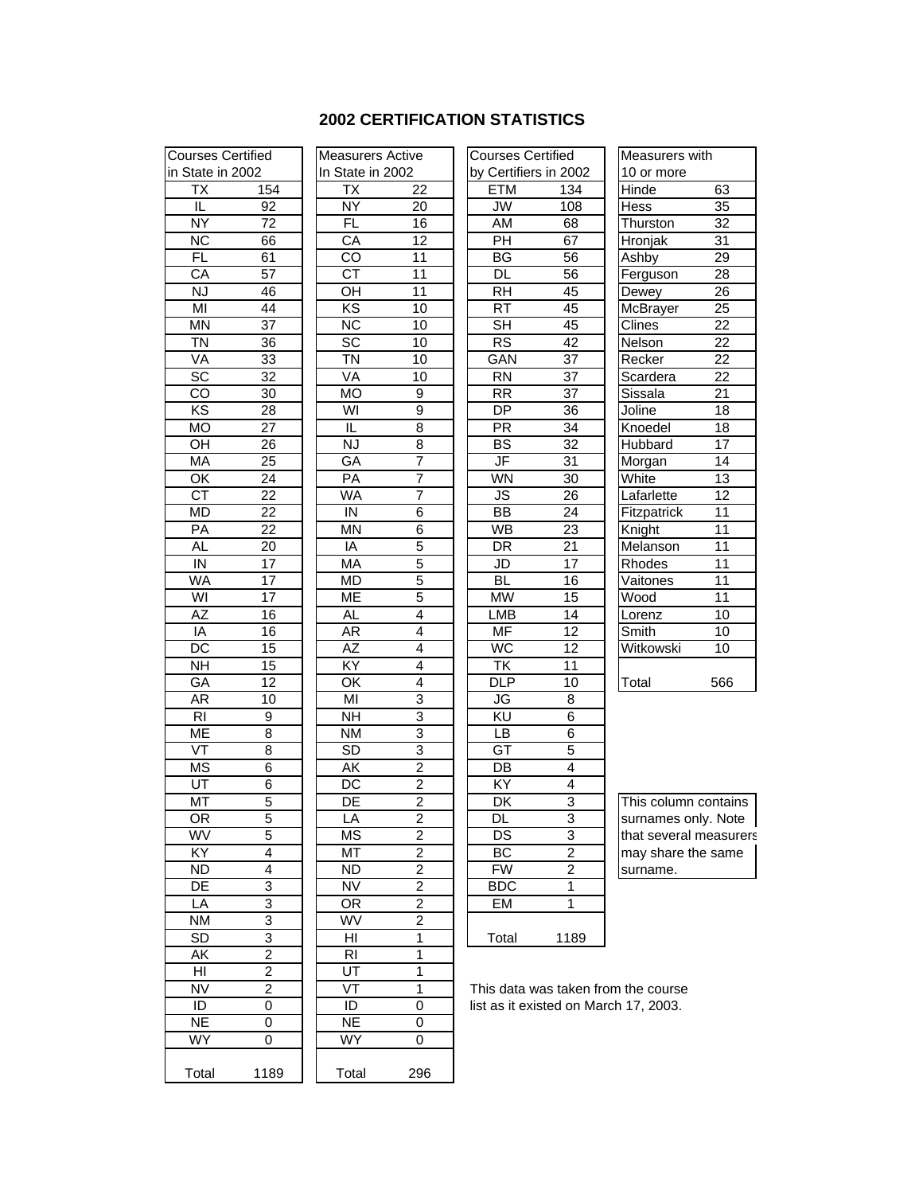## 2002 CERTIFICATION STATISTICS

| Courses Certified in State in 2002 | |
|---|---|
| TX | 154 |
| IL | 92 |
| NY | 72 |
| NC | 66 |
| FL | 61 |
| CA | 57 |
| NJ | 46 |
| MI | 44 |
| MN | 37 |
| TN | 36 |
| VA | 33 |
| SC | 32 |
| CO | 30 |
| KS | 28 |
| MO | 27 |
| OH | 26 |
| MA | 25 |
| OK | 24 |
| CT | 22 |
| MD | 22 |
| PA | 22 |
| AL | 20 |
| IN | 17 |
| WA | 17 |
| WI | 17 |
| AZ | 16 |
| IA | 16 |
| DC | 15 |
| NH | 15 |
| GA | 12 |
| AR | 10 |
| RI | 9 |
| ME | 8 |
| VT | 8 |
| MS | 6 |
| UT | 6 |
| MT | 5 |
| OR | 5 |
| WV | 5 |
| KY | 4 |
| ND | 4 |
| DE | 3 |
| LA | 3 |
| NM | 3 |
| SD | 3 |
| AK | 2 |
| HI | 2 |
| NV | 2 |
| ID | 0 |
| NE | 0 |
| WY | 0 |
| Total | 1189 |

| Measurers Active In State in 2002 | |
|---|---|
| TX | 22 |
| NY | 20 |
| FL | 16 |
| CA | 12 |
| CO | 11 |
| CT | 11 |
| OH | 11 |
| KS | 10 |
| NC | 10 |
| SC | 10 |
| TN | 10 |
| VA | 10 |
| MO | 9 |
| WI | 9 |
| IL | 8 |
| NJ | 8 |
| GA | 7 |
| PA | 7 |
| WA | 7 |
| IN | 6 |
| MN | 6 |
| IA | 5 |
| MA | 5 |
| MD | 5 |
| ME | 5 |
| AL | 4 |
| AR | 4 |
| AZ | 4 |
| KY | 4 |
| OK | 4 |
| MI | 3 |
| NH | 3 |
| NM | 3 |
| SD | 3 |
| AK | 2 |
| DC | 2 |
| DE | 2 |
| LA | 2 |
| MS | 2 |
| MT | 2 |
| ND | 2 |
| NV | 2 |
| OR | 2 |
| WV | 2 |
| HI | 1 |
| RI | 1 |
| UT | 1 |
| VT | 1 |
| ID | 0 |
| NE | 0 |
| WY | 0 |
| Total | 296 |

| Courses Certified by Certifiers in 2002 | |
|---|---|
| ETM | 134 |
| JW | 108 |
| AM | 68 |
| PH | 67 |
| BG | 56 |
| DL | 56 |
| RH | 45 |
| RT | 45 |
| SH | 45 |
| RS | 42 |
| GAN | 37 |
| RN | 37 |
| RR | 37 |
| DP | 36 |
| PR | 34 |
| BS | 32 |
| JF | 31 |
| WN | 30 |
| JS | 26 |
| BB | 24 |
| WB | 23 |
| DR | 21 |
| JD | 17 |
| BL | 16 |
| MW | 15 |
| LMB | 14 |
| MF | 12 |
| WC | 12 |
| TK | 11 |
| DLP | 10 |
| JG | 8 |
| KU | 6 |
| LB | 6 |
| GT | 5 |
| DB | 4 |
| KY | 4 |
| DK | 3 |
| DL | 3 |
| DS | 3 |
| BC | 2 |
| FW | 2 |
| BDC | 1 |
| EM | 1 |
| Total | 1189 |

This data was taken from the course list as it existed on March 17, 2003.

| Measurers with 10 or more | |
|---|---|
| Hinde | 63 |
| Hess | 35 |
| Thurston | 32 |
| Hronjak | 31 |
| Ashby | 29 |
| Ferguson | 28 |
| Dewey | 26 |
| McBrayer | 25 |
| Clines | 22 |
| Nelson | 22 |
| Recker | 22 |
| Scardera | 22 |
| Sissala | 21 |
| Joline | 18 |
| Knoedel | 18 |
| Hubbard | 17 |
| Morgan | 14 |
| White | 13 |
| Lafarlette | 12 |
| Fitzpatrick | 11 |
| Knight | 11 |
| Melanson | 11 |
| Rhodes | 11 |
| Vaitones | 11 |
| Wood | 11 |
| Lorenz | 10 |
| Smith | 10 |
| Witkowski | 10 |
| Total | 566 |

This column contains surnames only. Note that several measurers may share the same surname.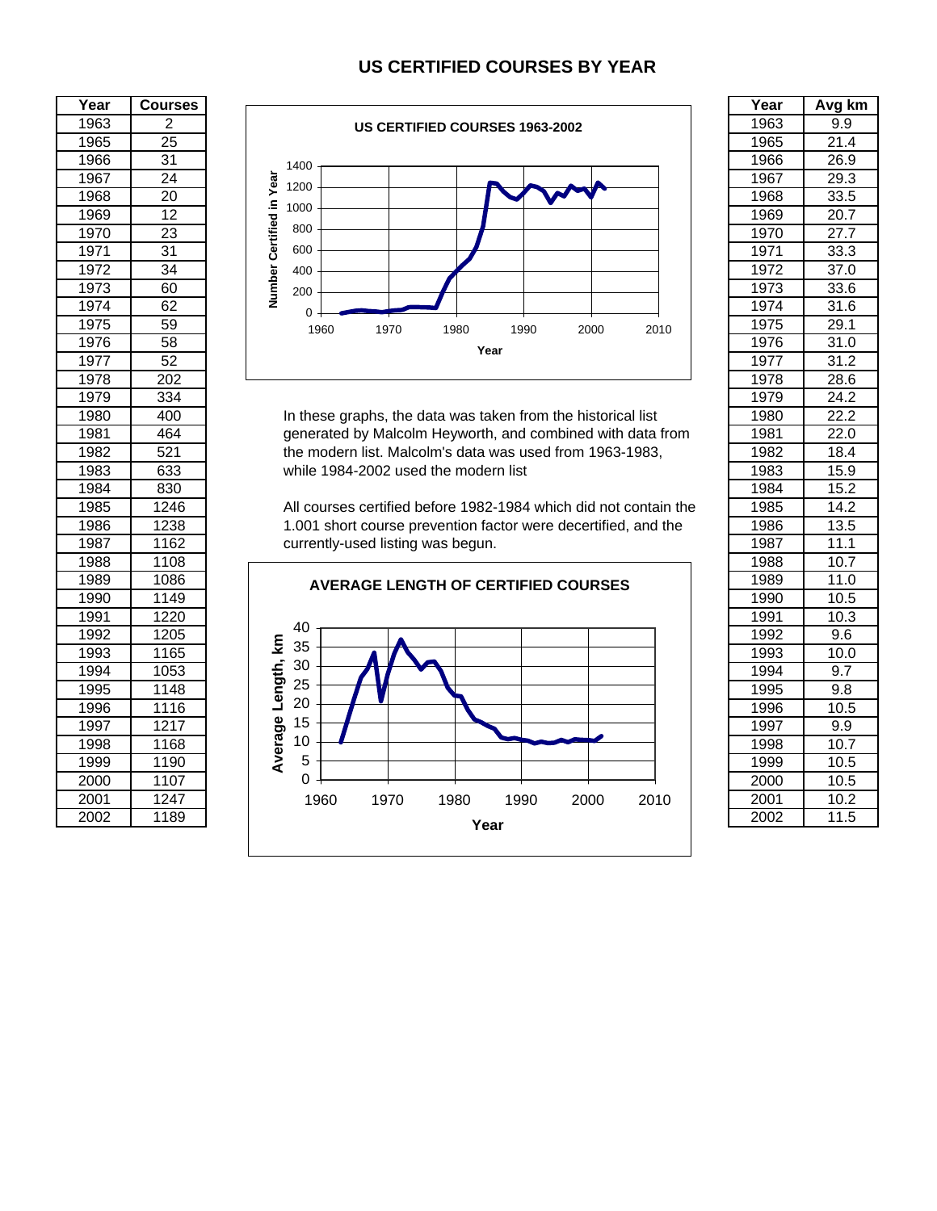# US CERTIFIED COURSES BY YEAR

| Year | Courses |
|---|---|
| 1963 | 2 |
| 1965 | 25 |
| 1966 | 31 |
| 1967 | 24 |
| 1968 | 20 |
| 1969 | 12 |
| 1970 | 23 |
| 1971 | 31 |
| 1972 | 34 |
| 1973 | 60 |
| 1974 | 62 |
| 1975 | 59 |
| 1976 | 58 |
| 1977 | 52 |
| 1978 | 202 |
| 1979 | 334 |
| 1980 | 400 |
| 1981 | 464 |
| 1982 | 521 |
| 1983 | 633 |
| 1984 | 830 |
| 1985 | 1246 |
| 1986 | 1238 |
| 1987 | 1162 |
| 1988 | 1108 |
| 1989 | 1086 |
| 1990 | 1149 |
| 1991 | 1220 |
| 1992 | 1205 |
| 1993 | 1165 |
| 1994 | 1053 |
| 1995 | 1148 |
| 1996 | 1116 |
| 1997 | 1217 |
| 1998 | 1168 |
| 1999 | 1190 |
| 2000 | 1107 |
| 2001 | 1247 |
| 2002 | 1189 |

**US CERTIFIED COURSES 1963-2002**

In these graphs, the data was taken from the historical list generated by Malcolm Heyworth, and combined with data from the modern list. Malcolm's data was used from 1963-1983, while 1984-2002 used the modern list

All courses certified before 1982-1984 which did not contain the 1.001 short course prevention factor were decertified, and the currently-used listing was begun.

**AVERAGE LENGTH OF CERTIFIED COURSES**

| Year | Avg km |
|---|---|
| 1963 | 9.9 |
| 1965 | 21.4 |
| 1966 | 26.9 |
| 1967 | 29.3 |
| 1968 | 33.5 |
| 1969 | 20.7 |
| 1970 | 27.7 |
| 1971 | 33.3 |
| 1972 | 37.0 |
| 1973 | 33.6 |
| 1974 | 31.6 |
| 1975 | 29.1 |
| 1976 | 31.0 |
| 1977 | 31.2 |
| 1978 | 28.6 |
| 1979 | 24.2 |
| 1980 | 22.2 |
| 1981 | 22.0 |
| 1982 | 18.4 |
| 1983 | 15.9 |
| 1984 | 15.2 |
| 1985 | 14.2 |
| 1986 | 13.5 |
| 1987 | 11.1 |
| 1988 | 10.7 |
| 1989 | 11.0 |
| 1990 | 10.5 |
| 1991 | 10.3 |
| 1992 | 9.6 |
| 1993 | 10.0 |
| 1994 | 9.7 |
| 1995 | 9.8 |
| 1996 | 10.5 |
| 1997 | 9.9 |
| 1998 | 10.7 |
| 1999 | 10.5 |
| 2000 | 10.5 |
| 2001 | 10.2 |
| 2002 | 11.5 |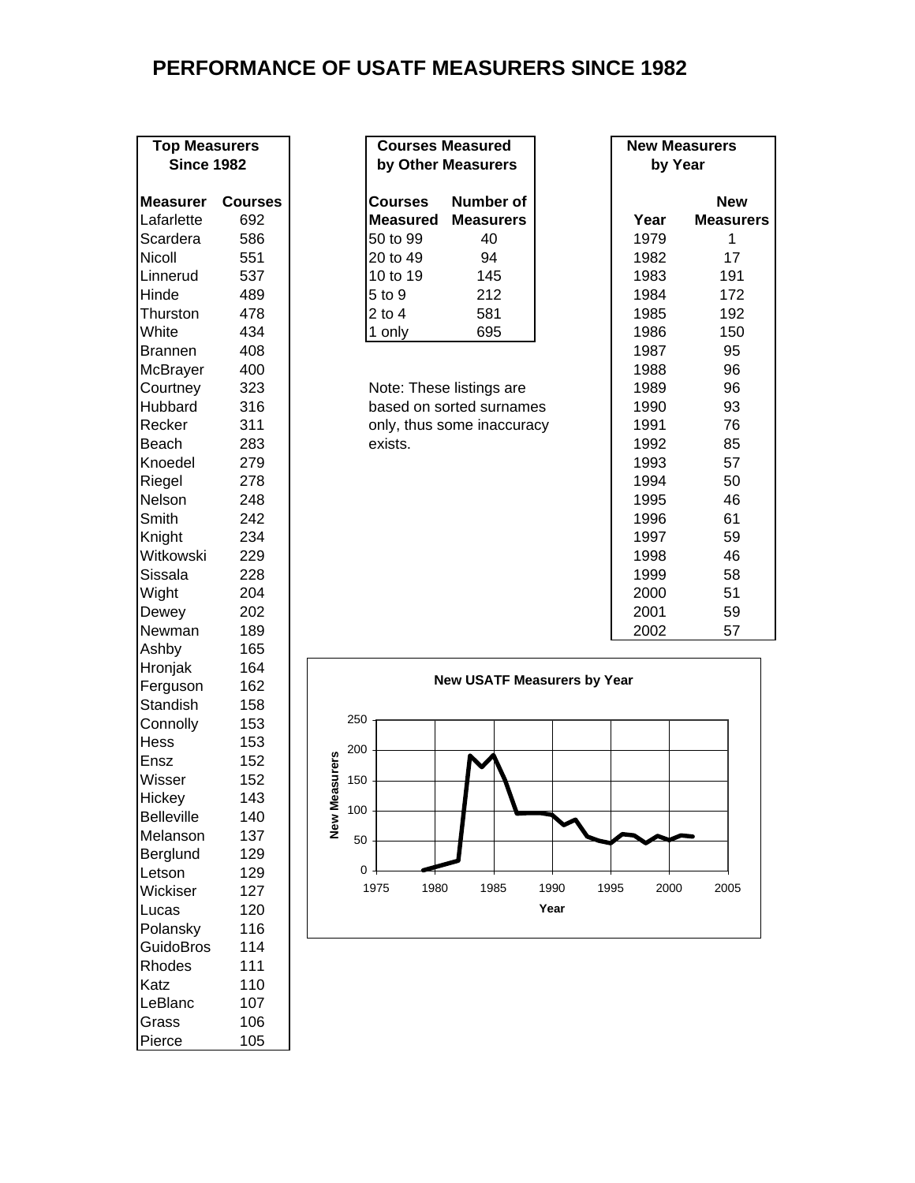# PERFORMANCE OF USATF MEASURERS SINCE 1982

**Top Measurers Since 1982**

| Measurer | Courses |
|---|---|
| Lafarlette | 692 |
| Scardera | 586 |
| Nicoll | 551 |
| Linnerud | 537 |
| Hinde | 489 |
| Thurston | 478 |
| White | 434 |
| Brannen | 408 |
| McBrayer | 400 |
| Courtney | 323 |
| Hubbard | 316 |
| Recker | 311 |
| Beach | 283 |
| Knoedel | 279 |
| Riegel | 278 |
| Nelson | 248 |
| Smith | 242 |
| Knight | 234 |
| Witkowski | 229 |
| Sissala | 228 |
| Wight | 204 |
| Dewey | 202 |
| Newman | 189 |
| Ashby | 165 |
| Hronjak | 164 |
| Ferguson | 162 |
| Standish | 158 |
| Connolly | 153 |
| Hess | 153 |
| Ensz | 152 |
| Wisser | 152 |
| Hickey | 143 |
| Belleville | 140 |
| Melanson | 137 |
| Berglund | 129 |
| Letson | 129 |
| Wickiser | 127 |
| Lucas | 120 |
| Polansky | 116 |
| GuidoBros | 114 |
| Rhodes | 111 |
| Katz | 110 |
| LeBlanc | 107 |
| Grass | 106 |
| Pierce | 105 |

**Courses Measured by Other Measurers**

| Courses Measured | Number of Measurers |
|---|---|
| 50 to 99 | 40 |
| 20 to 49 | 94 |
| 10 to 19 | 145 |
| 5 to 9 | 212 |
| 2 to 4 | 581 |
| 1 only | 695 |

Note: These listings are based on sorted surnames only, thus some inaccuracy exists.

**New Measurers by Year**

| Year | New Measurers |
|---|---|
| 1979 | 1 |
| 1982 | 17 |
| 1983 | 191 |
| 1984 | 172 |
| 1985 | 192 |
| 1986 | 150 |
| 1987 | 95 |
| 1988 | 96 |
| 1989 | 96 |
| 1990 | 93 |
| 1991 | 76 |
| 1992 | 85 |
| 1993 | 57 |
| 1994 | 50 |
| 1995 | 46 |
| 1996 | 61 |
| 1997 | 59 |
| 1998 | 46 |
| 1999 | 58 |
| 2000 | 51 |
| 2001 | 59 |
| 2002 | 57 |

**New USATF Measurers by Year**

(Line chart: New Measurers (0–250) vs. Year (1975–2005))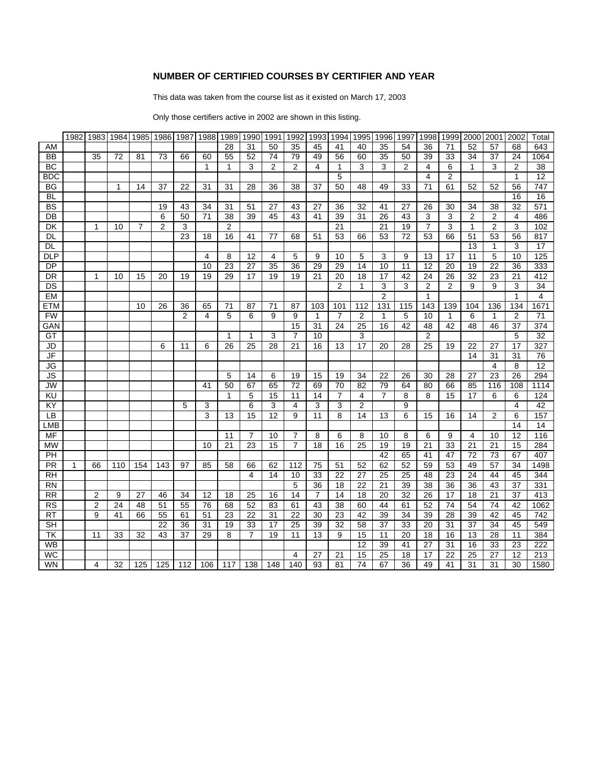## NUMBER OF CERTIFIED COURSES BY CERTIFIER AND YEAR

This data was taken from the course list as it existed on March 17, 2003

Only those certifiers active in 2002 are shown in this listing.

| | 1982 | 1983 | 1984 | 1985 | 1986 | 1987 | 1988 | 1989 | 1990 | 1991 | 1992 | 1993 | 1994 | 1995 | 1996 | 1997 | 1998 | 1999 | 2000 | 2001 | 2002 | Total |
|---|---|---|---|---|---|---|---|---|---|---|---|---|---|---|---|---|---|---|---|---|---|---|
| AM | | | | | | | | 28 | 31 | 50 | 35 | 45 | 41 | 40 | 35 | 54 | 36 | 71 | 52 | 57 | 68 | 643 |
| BB | | 35 | 72 | 81 | 73 | 66 | 60 | 55 | 52 | 74 | 79 | 49 | 56 | 60 | 35 | 50 | 39 | 33 | 34 | 37 | 24 | 1064 |
| BC | | | | | | | 1 | 1 | 3 | 2 | 2 | 4 | 1 | 3 | 3 | 2 | 4 | 6 | 1 | 3 | 2 | 38 |
| BDC | | | | | | | | | | | | | 5 | | | | 4 | 2 | | | 1 | 12 |
| BG | | | 1 | 14 | 37 | 22 | 31 | 31 | 28 | 36 | 38 | 37 | 50 | 48 | 49 | 33 | 71 | 61 | 52 | 52 | 56 | 747 |
| BL | | | | | | | | | | | | | | | | | | | | | 16 | 16 |
| BS | | | | | 19 | 43 | 34 | 31 | 51 | 27 | 43 | 27 | 36 | 32 | 41 | 27 | 26 | 30 | 34 | 38 | 32 | 571 |
| DB | | | | | 6 | 50 | 71 | 38 | 39 | 45 | 43 | 41 | 39 | 31 | 26 | 43 | 3 | 3 | 2 | 2 | 4 | 486 |
| DK | | 1 | 10 | 7 | 2 | 3 | | 2 | | | | | 21 | | 21 | 19 | 7 | 3 | 1 | 2 | 3 | 102 |
| DL | | | | | | 23 | 18 | 16 | 41 | 77 | 68 | 51 | 53 | 66 | 53 | 72 | 53 | 66 | 51 | 53 | 56 | 817 |
| DL | | | | | | | | | | | | | | | | | | | 13 | 1 | 3 | 17 |
| DLP | | | | | | | 4 | 8 | 12 | 4 | 5 | 9 | 10 | 5 | 3 | 9 | 13 | 17 | 11 | 5 | 10 | 125 |
| DP | | | | | | | 10 | 23 | 27 | 35 | 36 | 29 | 29 | 14 | 10 | 11 | 12 | 20 | 19 | 22 | 36 | 333 |
| DR | | 1 | 10 | 15 | 20 | 19 | 19 | 29 | 17 | 19 | 19 | 21 | 20 | 18 | 17 | 42 | 24 | 26 | 32 | 23 | 21 | 412 |
| DS | | | | | | | | | | | | | 2 | 1 | 3 | 3 | 2 | 2 | 9 | 9 | 3 | 34 |
| EM | | | | | | | | | | | | | | | 2 | | 1 | | | | 1 | 4 |
| ETM | | | | 10 | 26 | 36 | 65 | 71 | 87 | 71 | 87 | 103 | 101 | 112 | 131 | 115 | 143 | 139 | 104 | 136 | 134 | 1671 |
| FW | | | | | | 2 | 4 | 5 | 6 | 9 | 9 | 1 | 7 | 2 | 1 | 5 | 10 | 1 | 6 | 1 | 2 | 71 |
| GAN | | | | | | | | | | | 15 | 31 | 24 | 25 | 16 | 42 | 48 | 42 | 48 | 46 | 37 | 374 |
| GT | | | | | | | | 1 | 1 | 3 | 7 | 10 | | 3 | | | 2 | | | | 5 | 32 |
| JD | | | | | 6 | 11 | 6 | 26 | 25 | 28 | 21 | 16 | 13 | 17 | 20 | 28 | 25 | 19 | 22 | 27 | 17 | 327 |
| JF | | | | | | | | | | | | | | | | | | | 14 | 31 | 31 | 76 |
| JG | | | | | | | | | | | | | | | | | | | | 4 | 8 | 12 |
| JS | | | | | | | | 5 | 14 | 6 | 19 | 15 | 19 | 34 | 22 | 26 | 30 | 28 | 27 | 23 | 26 | 294 |
| JW | | | | | | | 41 | 50 | 67 | 65 | 72 | 69 | 70 | 82 | 79 | 64 | 80 | 66 | 85 | 116 | 108 | 1114 |
| KU | | | | | | | | 1 | 5 | 15 | 11 | 14 | 7 | 4 | 7 | 8 | 8 | 15 | 17 | 6 | 6 | 124 |
| KY | | | | | | 5 | 3 | | 6 | 3 | 4 | 3 | 3 | 2 | | 9 | | | | | 4 | 42 |
| LB | | | | | | | 3 | 13 | 15 | 12 | 9 | 11 | 8 | 14 | 13 | 6 | 15 | 16 | 14 | 2 | 6 | 157 |
| LMB | | | | | | | | | | | | | | | | | | | | | 14 | 14 |
| MF | | | | | | | | 11 | 7 | 10 | 7 | 8 | 6 | 8 | 10 | 8 | 6 | 9 | 4 | 10 | 12 | 116 |
| MW | | | | | | | 10 | 21 | 23 | 15 | 7 | 18 | 16 | 25 | 19 | 19 | 21 | 33 | 21 | 21 | 15 | 284 |
| PH | | | | | | | | | | | | | | | 42 | 65 | 41 | 47 | 72 | 73 | 67 | 407 |
| PR | 1 | 66 | 110 | 154 | 143 | 97 | 85 | 58 | 66 | 62 | 112 | 75 | 51 | 52 | 62 | 52 | 59 | 53 | 49 | 57 | 34 | 1498 |
| RH | | | | | | | | | 4 | 14 | 10 | 33 | 22 | 27 | 25 | 25 | 48 | 23 | 24 | 44 | 45 | 344 |
| RN | | | | | | | | | | | 5 | 36 | 18 | 22 | 21 | 39 | 38 | 36 | 36 | 43 | 37 | 331 |
| RR | | 2 | 9 | 27 | 46 | 34 | 12 | 18 | 25 | 16 | 14 | 7 | 14 | 18 | 20 | 32 | 26 | 17 | 18 | 21 | 37 | 413 |
| RS | | 2 | 24 | 48 | 51 | 55 | 76 | 68 | 52 | 83 | 61 | 43 | 38 | 60 | 44 | 61 | 52 | 74 | 54 | 74 | 42 | 1062 |
| RT | | 9 | 41 | 66 | 55 | 61 | 51 | 23 | 22 | 31 | 22 | 30 | 23 | 42 | 39 | 34 | 39 | 28 | 39 | 42 | 45 | 742 |
| SH | | | | | 22 | 36 | 31 | 19 | 33 | 17 | 25 | 39 | 32 | 58 | 37 | 33 | 20 | 31 | 37 | 34 | 45 | 549 |
| TK | | 11 | 33 | 32 | 43 | 37 | 29 | 8 | 7 | 19 | 11 | 13 | 9 | 15 | 11 | 20 | 18 | 16 | 13 | 28 | 11 | 384 |
| WB | | | | | | | | | | | | | | 12 | 39 | 41 | 27 | 31 | 16 | 33 | 23 | 222 |
| WC | | | | | | | | | | | 4 | 27 | 21 | 15 | 25 | 18 | 17 | 22 | 25 | 27 | 12 | 213 |
| WN | | 4 | 32 | 125 | 125 | 112 | 106 | 117 | 138 | 148 | 140 | 93 | 81 | 74 | 67 | 36 | 49 | 41 | 31 | 31 | 30 | 1580 |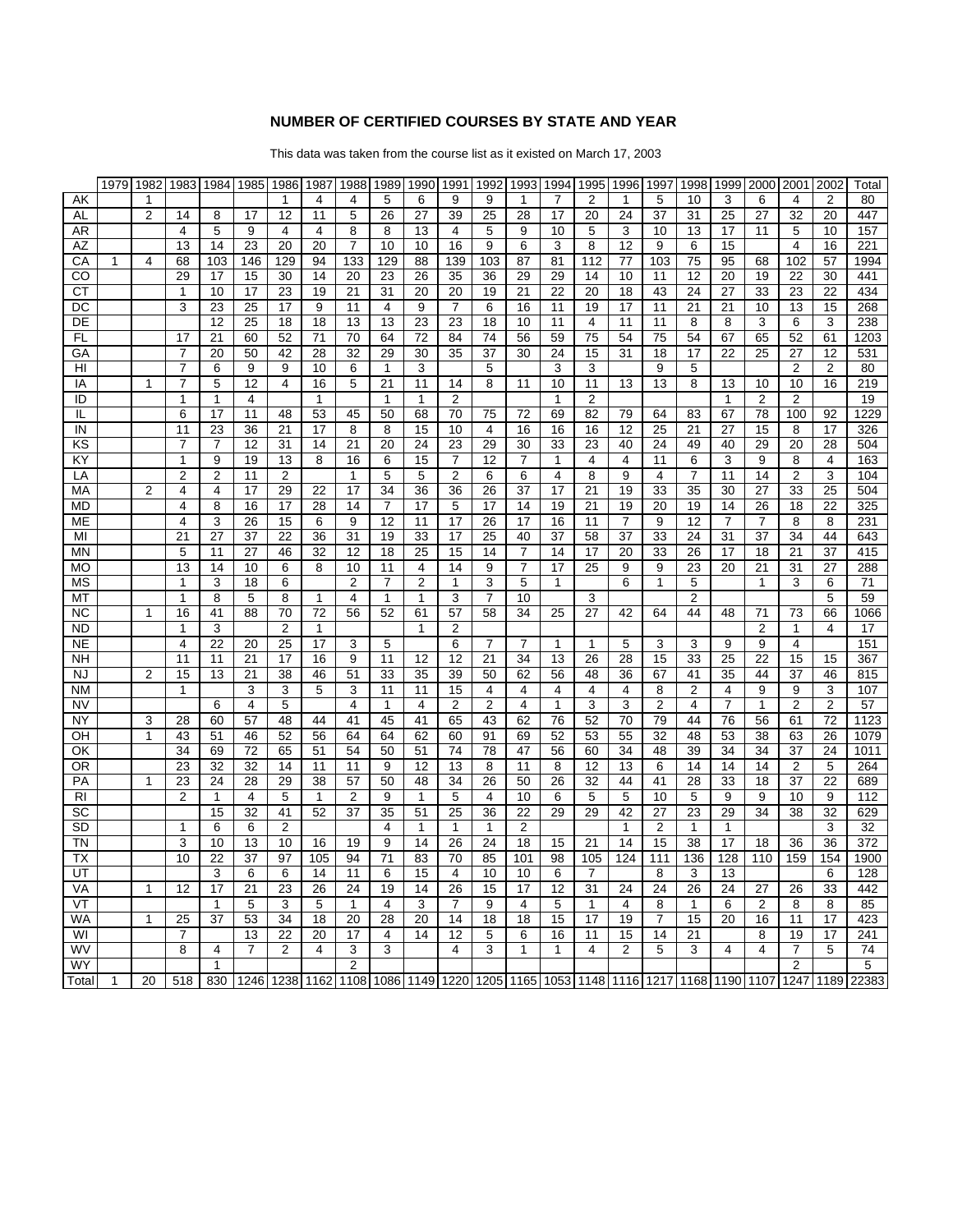# NUMBER OF CERTIFIED COURSES BY STATE AND YEAR

This data was taken from the course list as it existed on March 17, 2003

| | 1979 | 1982 | 1983 | 1984 | 1985 | 1986 | 1987 | 1988 | 1989 | 1990 | 1991 | 1992 | 1993 | 1994 | 1995 | 1996 | 1997 | 1998 | 1999 | 2000 | 2001 | 2002 | Total |
|---|---|---|---|---|---|---|---|---|---|---|---|---|---|---|---|---|---|---|---|---|---|---|---|
| AK | | 1 | | | | 1 | 4 | 4 | 5 | 6 | 9 | 9 | 1 | 7 | 2 | 1 | 5 | 10 | 3 | 6 | 4 | 2 | 80 |
| AL | | 2 | 14 | 8 | 17 | 12 | 11 | 5 | 26 | 27 | 39 | 25 | 28 | 17 | 20 | 24 | 37 | 31 | 25 | 27 | 32 | 20 | 447 |
| AR | | | 4 | 5 | 9 | 4 | 4 | 8 | 8 | 13 | 4 | 5 | 9 | 10 | 5 | 3 | 10 | 13 | 17 | 11 | 5 | 10 | 157 |
| AZ | | | 13 | 14 | 23 | 20 | 20 | 7 | 10 | 10 | 16 | 9 | 6 | 3 | 8 | 12 | 9 | 6 | 15 | | 4 | 16 | 221 |
| CA | 1 | 4 | 68 | 103 | 146 | 129 | 94 | 133 | 129 | 88 | 139 | 103 | 87 | 81 | 112 | 77 | 103 | 75 | 95 | 68 | 102 | 57 | 1994 |
| CO | | | 29 | 17 | 15 | 30 | 14 | 20 | 23 | 26 | 35 | 36 | 29 | 29 | 14 | 10 | 11 | 12 | 20 | 19 | 22 | 30 | 441 |
| CT | | | 1 | 10 | 17 | 23 | 19 | 21 | 31 | 20 | 20 | 19 | 21 | 22 | 20 | 18 | 43 | 24 | 27 | 33 | 23 | 22 | 434 |
| DC | | | 3 | 23 | 25 | 17 | 9 | 11 | 4 | 9 | 7 | 6 | 16 | 11 | 19 | 17 | 11 | 21 | 21 | 10 | 13 | 15 | 268 |
| DE | | | | 12 | 25 | 18 | 18 | 13 | 13 | 23 | 23 | 18 | 10 | 11 | 4 | 11 | 11 | 8 | 8 | 3 | 6 | 3 | 238 |
| FL | | | 17 | 21 | 60 | 52 | 71 | 70 | 64 | 72 | 84 | 74 | 56 | 59 | 75 | 54 | 75 | 54 | 67 | 65 | 52 | 61 | 1203 |
| GA | | | 7 | 20 | 50 | 42 | 28 | 32 | 29 | 30 | 35 | 37 | 30 | 24 | 15 | 31 | 18 | 17 | 22 | 25 | 27 | 12 | 531 |
| HI | | | 7 | 6 | 9 | 9 | 10 | 6 | 1 | 3 | | 5 | | 3 | 3 | | 9 | 5 | | | 2 | 2 | 80 |
| IA | | 1 | 7 | 5 | 12 | 4 | 16 | 5 | 21 | 11 | 14 | 8 | 11 | 10 | 11 | 13 | 13 | 8 | 13 | 10 | 10 | 16 | 219 |
| ID | | | 1 | 1 | 4 | | 1 | | 1 | 1 | 2 | | | 1 | 2 | | | | 1 | 2 | 2 | | 19 |
| IL | | | 6 | 17 | 11 | 48 | 53 | 45 | 50 | 68 | 70 | 75 | 72 | 69 | 82 | 79 | 64 | 83 | 67 | 78 | 100 | 92 | 1229 |
| IN | | | 11 | 23 | 36 | 21 | 17 | 8 | 8 | 15 | 10 | 4 | 16 | 16 | 16 | 12 | 25 | 21 | 27 | 15 | 8 | 17 | 326 |
| KS | | | 7 | 7 | 12 | 31 | 14 | 21 | 20 | 24 | 23 | 29 | 30 | 33 | 23 | 40 | 24 | 49 | 40 | 29 | 20 | 28 | 504 |
| KY | | | 1 | 9 | 19 | 13 | 8 | 16 | 6 | 15 | 7 | 12 | 7 | 1 | 4 | 4 | 11 | 6 | 3 | 9 | 8 | 4 | 163 |
| LA | | | 2 | 2 | 11 | 2 | | 1 | 5 | 5 | 2 | 6 | 6 | 4 | 8 | 9 | 4 | 7 | 11 | 14 | 2 | 3 | 104 |
| MA | | 2 | 4 | 4 | 17 | 29 | 22 | 17 | 34 | 36 | 36 | 26 | 37 | 17 | 21 | 19 | 33 | 35 | 30 | 27 | 33 | 25 | 504 |
| MD | | | 4 | 8 | 16 | 17 | 28 | 14 | 7 | 17 | 5 | 17 | 14 | 19 | 21 | 19 | 20 | 19 | 14 | 26 | 18 | 22 | 325 |
| ME | | | 4 | 3 | 26 | 15 | 6 | 9 | 12 | 11 | 17 | 26 | 17 | 16 | 11 | 7 | 9 | 12 | 7 | 7 | 8 | 8 | 231 |
| MI | | | 21 | 27 | 37 | 22 | 36 | 31 | 19 | 33 | 17 | 25 | 40 | 37 | 58 | 37 | 33 | 24 | 31 | 37 | 34 | 44 | 643 |
| MN | | | 5 | 11 | 27 | 46 | 32 | 12 | 18 | 25 | 15 | 14 | 7 | 14 | 17 | 20 | 33 | 26 | 17 | 18 | 21 | 37 | 415 |
| MO | | | 13 | 14 | 10 | 6 | 8 | 10 | 11 | 4 | 14 | 9 | 7 | 17 | 25 | 9 | 9 | 23 | 20 | 21 | 31 | 27 | 288 |
| MS | | | 1 | 3 | 18 | 6 | | 2 | 7 | 2 | 1 | 3 | 5 | 1 | | 6 | 1 | 5 | | 1 | 3 | 6 | 71 |
| MT | | | 1 | 8 | 5 | 8 | 1 | 4 | 1 | 1 | 3 | 7 | 10 | | 3 | | | 2 | | | | 5 | 59 |
| NC | | 1 | 16 | 41 | 88 | 70 | 72 | 56 | 52 | 61 | 57 | 58 | 34 | 25 | 27 | 42 | 64 | 44 | 48 | 71 | 73 | 66 | 1066 |
| ND | | | 1 | 3 | | 2 | 1 | | | 1 | 2 | | | | | | | | | 2 | 1 | 4 | 17 |
| NE | | | 4 | 22 | 20 | 25 | 17 | 3 | 5 | | 6 | 7 | 7 | 1 | 1 | 5 | 3 | 3 | 9 | 9 | 4 | | 151 |
| NH | | | 11 | 11 | 21 | 17 | 16 | 9 | 11 | 12 | 12 | 21 | 34 | 13 | 26 | 28 | 15 | 33 | 25 | 22 | 15 | 15 | 367 |
| NJ | | 2 | 15 | 13 | 21 | 38 | 46 | 51 | 33 | 35 | 39 | 50 | 62 | 56 | 48 | 36 | 67 | 41 | 35 | 44 | 37 | 46 | 815 |
| NM | | | 1 | | 3 | 3 | 5 | 3 | 11 | 11 | 15 | 4 | 4 | 4 | 4 | 4 | 8 | 2 | 4 | 9 | 9 | 3 | 107 |
| NV | | | | 6 | 4 | 5 | | 4 | 1 | 4 | 2 | 2 | 4 | 1 | 3 | 3 | 2 | 4 | 7 | 1 | 2 | 2 | 57 |
| NY | | 3 | 28 | 60 | 57 | 48 | 44 | 41 | 45 | 41 | 65 | 43 | 62 | 76 | 52 | 70 | 79 | 44 | 76 | 56 | 61 | 72 | 1123 |
| OH | | 1 | 43 | 51 | 46 | 52 | 56 | 64 | 64 | 62 | 60 | 91 | 69 | 52 | 53 | 55 | 32 | 48 | 53 | 38 | 63 | 26 | 1079 |
| OK | | | 34 | 69 | 72 | 65 | 51 | 54 | 50 | 51 | 74 | 78 | 47 | 56 | 60 | 34 | 48 | 39 | 34 | 34 | 37 | 24 | 1011 |
| OR | | | 23 | 32 | 32 | 14 | 11 | 11 | 9 | 12 | 13 | 8 | 11 | 8 | 12 | 13 | 6 | 14 | 14 | 14 | 2 | 5 | 264 |
| PA | | 1 | 23 | 24 | 28 | 29 | 38 | 57 | 50 | 48 | 34 | 26 | 50 | 26 | 32 | 44 | 41 | 28 | 33 | 18 | 37 | 22 | 689 |
| RI | | | 2 | 1 | 4 | 5 | 1 | 2 | 9 | 1 | 5 | 4 | 10 | 6 | 5 | 5 | 10 | 5 | 9 | 9 | 10 | 9 | 112 |
| SC | | | | 15 | 32 | 41 | 52 | 37 | 35 | 51 | 25 | 36 | 22 | 29 | 29 | 42 | 27 | 23 | 29 | 34 | 38 | 32 | 629 |
| SD | | | 1 | 6 | 6 | 2 | | | 4 | 1 | 1 | 1 | 2 | | | 1 | 2 | 1 | 1 | | | 3 | 32 |
| TN | | | 3 | 10 | 13 | 10 | 16 | 19 | 9 | 14 | 26 | 24 | 18 | 15 | 21 | 14 | 15 | 38 | 17 | 18 | 36 | 36 | 372 |
| TX | | | 10 | 22 | 37 | 97 | 105 | 94 | 71 | 83 | 70 | 85 | 101 | 98 | 105 | 124 | 111 | 136 | 128 | 110 | 159 | 154 | 1900 |
| UT | | | | 3 | 6 | 6 | 14 | 11 | 6 | 15 | 4 | 10 | 10 | 6 | 7 | | 8 | 3 | 13 | | | 6 | 128 |
| VA | | 1 | 12 | 17 | 21 | 23 | 26 | 24 | 19 | 14 | 26 | 15 | 17 | 12 | 31 | 24 | 24 | 26 | 24 | 27 | 26 | 33 | 442 |
| VT | | | | 1 | 5 | 3 | 5 | 1 | 4 | 3 | 7 | 9 | 4 | 5 | 1 | 4 | 8 | 1 | 6 | 2 | 8 | 8 | 85 |
| WA | | 1 | 25 | 37 | 53 | 34 | 18 | 20 | 28 | 20 | 14 | 18 | 18 | 15 | 17 | 19 | 7 | 15 | 20 | 16 | 11 | 17 | 423 |
| WI | | | 7 | | 13 | 22 | 20 | 17 | 4 | 14 | 12 | 5 | 6 | 16 | 11 | 15 | 14 | 21 | | 8 | 19 | 17 | 241 |
| WV | | | 8 | 4 | 7 | 2 | 4 | 3 | 3 | | 4 | 3 | 1 | 1 | 4 | 2 | 5 | 3 | 4 | 4 | 7 | 5 | 74 |
| WY | | | | 1 | | | | 2 | | | | | | | | | | | | | 2 | | 5 |
| Total | 1 | 20 | 518 | 830 | 1246 | 1238 | 1162 | 1108 | 1086 | 1149 | 1220 | 1205 | 1165 | 1053 | 1148 | 1116 | 1217 | 1168 | 1190 | 1107 | 1247 | 1189 | 22383 |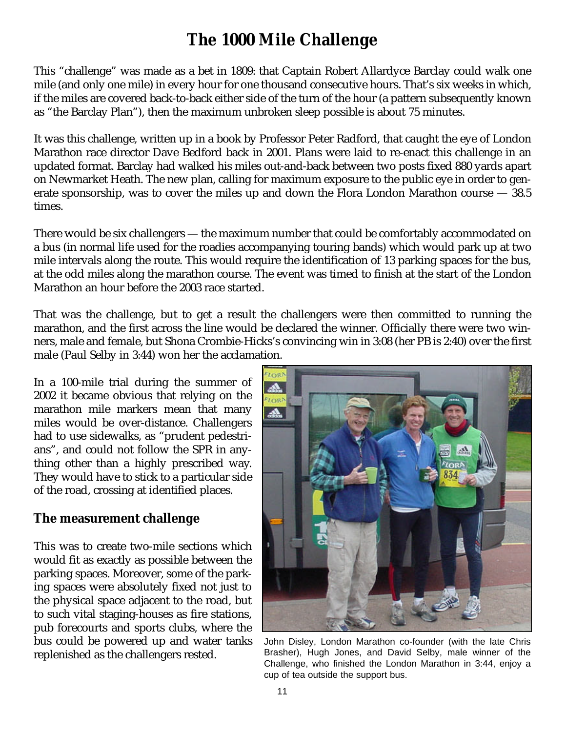# The 1000 Mile Challenge

This "challenge" was made as a bet in 1809: that Captain Robert Allardyce Barclay could walk one mile (and only one mile) in every hour for one thousand consecutive hours. That's six weeks in which, if the miles are covered back-to-back either side of the turn of the hour (a pattern subsequently known as "the Barclay Plan"), then the maximum unbroken sleep possible is about 75 minutes.

It was this challenge, written up in a book by Professor Peter Radford, that caught the eye of London Marathon race director Dave Bedford back in 2001. Plans were laid to re-enact this challenge in an updated format. Barclay had walked his miles out-and-back between two posts fixed 880 yards apart on Newmarket Heath. The new plan, calling for maximum exposure to the public eye in order to generate sponsorship, was to cover the miles up and down the Flora London Marathon course — 38.5 times.

There would be six challengers — the maximum number that could be comfortably accommodated on a bus (in normal life used for the roadies accompanying touring bands) which would park up at two mile intervals along the route. This would require the identification of 13 parking spaces for the bus, at the odd miles along the marathon course. The event was timed to finish at the start of the London Marathon an hour before the 2003 race started.

That was the challenge, but to get a result the challengers were then committed to running the marathon, and the first across the line would be declared the winner. Officially there were two winners, male and female, but Shona Crombie-Hicks's convincing win in 3:08 (her PB is 2:40) over the first male (Paul Selby in 3:44) won her the acclamation.

In a 100-mile trial during the summer of 2002 it became obvious that relying on the marathon mile markers mean that many miles would be over-distance. Challengers had to use sidewalks, as "prudent pedestrians", and could not follow the SPR in anything other than a highly prescribed way. They would have to stick to a particular side of the road, crossing at identified places.

## The measurement challenge

This was to create two-mile sections which would fit as exactly as possible between the parking spaces. Moreover, some of the parking spaces were absolutely fixed not just to the physical space adjacent to the road, but to such vital staging-houses as fire stations, pub forecourts and sports clubs, where the bus could be powered up and water tanks replenished as the challengers rested.

John Disley, London Marathon co-founder (with the late Chris Brasher), Hugh Jones, and David Selby, male winner of the Challenge, who finished the London Marathon in 3:44, enjoy a cup of tea outside the support bus.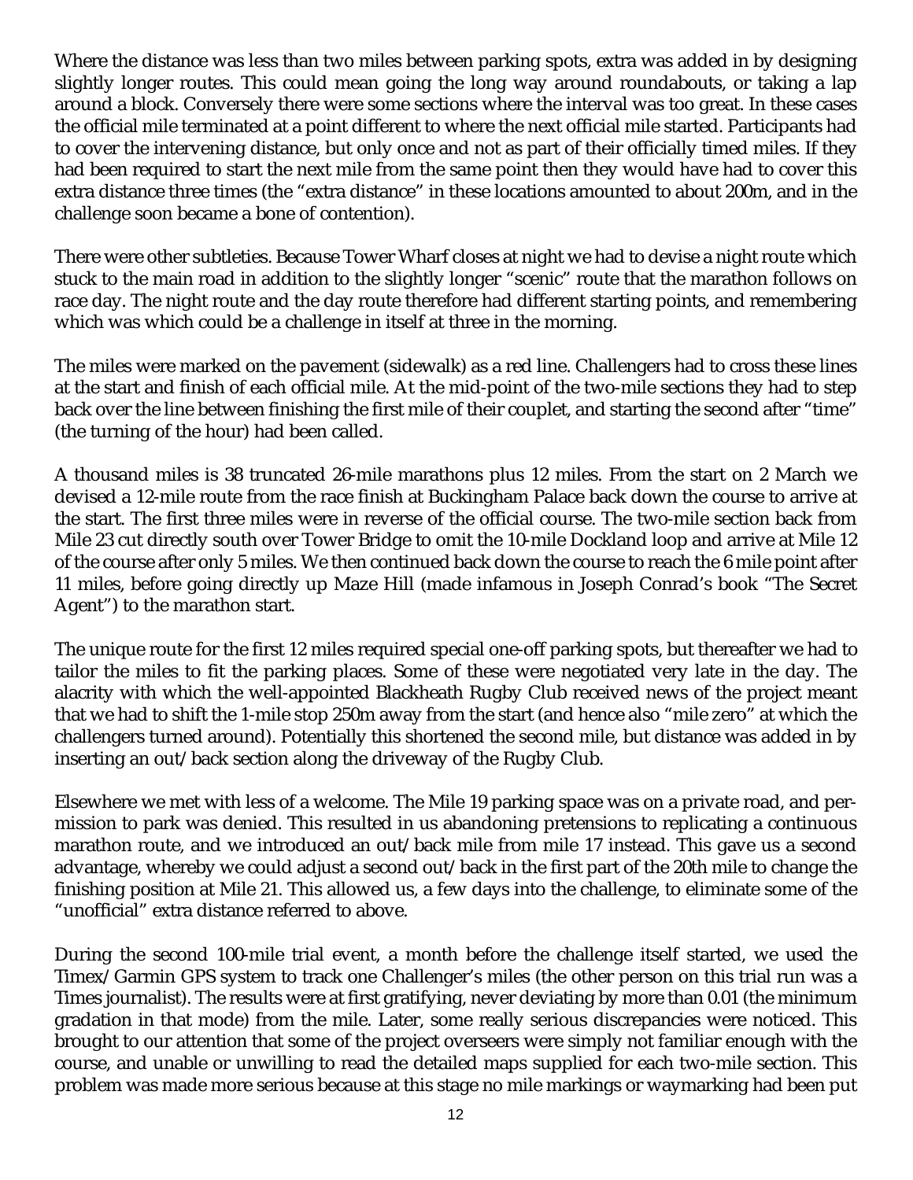Where the distance was less than two miles between parking spots, extra was added in by designing slightly longer routes. This could mean going the long way around roundabouts, or taking a lap around a block. Conversely there were some sections where the interval was too great. In these cases the official mile terminated at a point different to where the next official mile started. Participants had to cover the intervening distance, but only once and not as part of their officially timed miles. If they had been required to start the next mile from the same point then they would have had to cover this extra distance three times (the "extra distance" in these locations amounted to about 200m, and in the challenge soon became a bone of contention).

There were other subtleties. Because Tower Wharf closes at night we had to devise a night route which stuck to the main road in addition to the slightly longer "scenic" route that the marathon follows on race day. The night route and the day route therefore had different starting points, and remembering which was which could be a challenge in itself at three in the morning.

The miles were marked on the pavement (sidewalk) as a red line. Challengers had to cross these lines at the start and finish of each official mile. At the mid-point of the two-mile sections they had to step back over the line between finishing the first mile of their couplet, and starting the second after "time" (the turning of the hour) had been called.

A thousand miles is 38 truncated 26-mile marathons plus 12 miles. From the start on 2 March we devised a 12-mile route from the race finish at Buckingham Palace back down the course to arrive at the start. The first three miles were in reverse of the official course. The two-mile section back from Mile 23 cut directly south over Tower Bridge to omit the 10-mile Dockland loop and arrive at Mile 12 of the course after only 5 miles. We then continued back down the course to reach the 6 mile point after 11 miles, before going directly up Maze Hill (made infamous in Joseph Conrad's book "The Secret Agent") to the marathon start.

The unique route for the first 12 miles required special one-off parking spots, but thereafter we had to tailor the miles to fit the parking places. Some of these were negotiated very late in the day. The alacrity with which the well-appointed Blackheath Rugby Club received news of the project meant that we had to shift the 1-mile stop 250m away from the start (and hence also "mile zero" at which the challengers turned around). Potentially this shortened the second mile, but distance was added in by inserting an out/back section along the driveway of the Rugby Club.

Elsewhere we met with less of a welcome. The Mile 19 parking space was on a private road, and permission to park was denied. This resulted in us abandoning pretensions to replicating a continuous marathon route, and we introduced an out/back mile from mile 17 instead. This gave us a second advantage, whereby we could adjust a second out/back in the first part of the 20th mile to change the finishing position at Mile 21. This allowed us, a few days into the challenge, to eliminate some of the "unofficial" extra distance referred to above.

During the second 100-mile trial event, a month before the challenge itself started, we used the Timex/Garmin GPS system to track one Challenger's miles (the other person on this trial run was a Times journalist). The results were at first gratifying, never deviating by more than 0.01 (the minimum gradation in that mode) from the mile. Later, some really serious discrepancies were noticed. This brought to our attention that some of the project overseers were simply not familiar enough with the course, and unable or unwilling to read the detailed maps supplied for each two-mile section. This problem was made more serious because at this stage no mile markings or waymarking had been put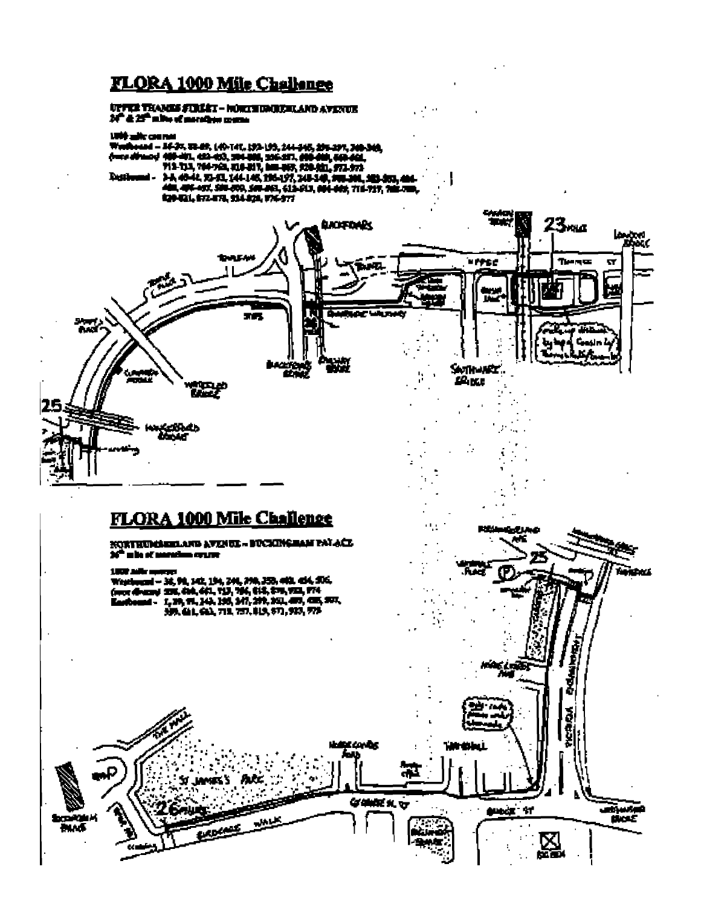## FLORA 1000 Mile Challenge

**UPPER THAMES STREET – NORTHUMBERLAND AVENUE**
**24th & 25th miles of marathon course**

**1000 mile course**

Westbound – 24-25, 88-89, 140-141, 192-193, 244-245, 296-297, 348-349,
*(race distance)* 400-401, 452-453, 504-505, 556-557, 608-609, 660-661,
712-713, 764-765, 816-817, 868-869, 920-921, 972-973

Eastbound – 2-3, 40-41, 92-93, 144-145, 196-197, 248-249, 300-301, 352-353, 404-405, 456-457, 508-509, 560-561, 612-613, 664-665, 716-717, 768-769, 820-821, 872-873, 924-925, 976-977

## FLORA 1000 Mile Challenge

**NORTHUMBERLAND AVENUE – BUCKINGHAM PALACE**
**26th mile of marathon course**

**1000 mile course**

Westbound – 26, 90, 142, 194, 246, 298, 350, 402, 454, 506,
*(race distance)* 558, 610, 662, 714, 766, 818, 870, 922, 974

Eastbound – 1, 39, 91, 143, 195, 247, 299, 351, 403, 455, 507,
559, 611, 663, 715, 767, 819, 871, 923, 975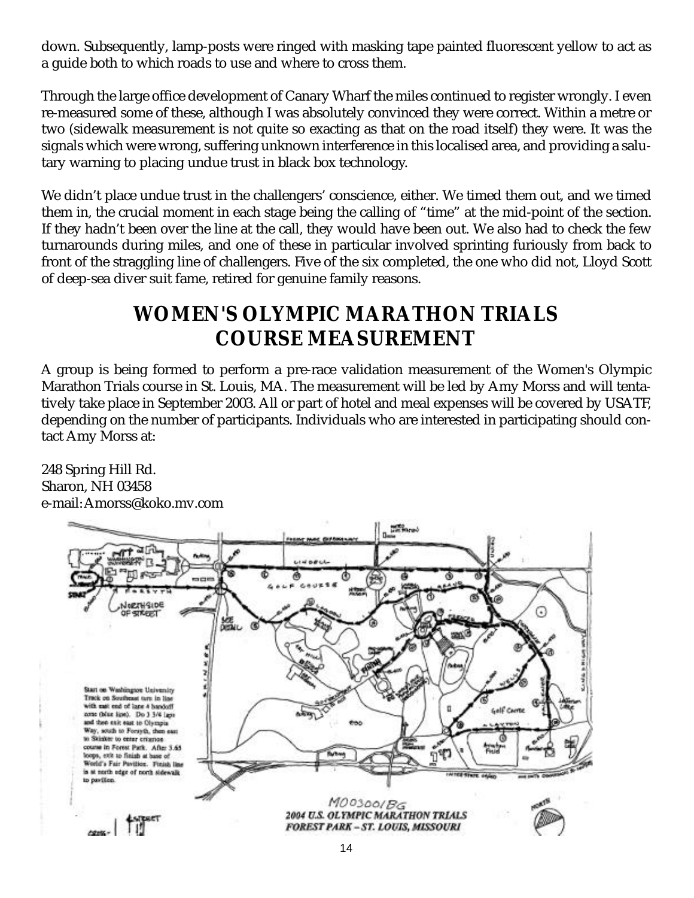down. Subsequently, lamp-posts were ringed with masking tape painted fluorescent yellow to act as a guide both to which roads to use and where to cross them.

Through the large office development of Canary Wharf the miles continued to register wrongly. I even re-measured some of these, although I was absolutely convinced they were correct. Within a metre or two (sidewalk measurement is not quite so exacting as that on the road itself) they were. It was the signals which were wrong, suffering unknown interference in this localised area, and providing a salutary warning to placing undue trust in black box technology.

We didn't place undue trust in the challengers' conscience, either. We timed them out, and we timed them in, the crucial moment in each stage being the calling of "time" at the mid-point of the section. If they hadn't been over the line at the call, they would have been out. We also had to check the few turnarounds during miles, and one of these in particular involved sprinting furiously from back to front of the straggling line of challengers. Five of the six completed, the one who did not, Lloyd Scott of deep-sea diver suit fame, retired for genuine family reasons.

## WOMEN'S OLYMPIC MARATHON TRIALS COURSE MEASUREMENT

A group is being formed to perform a pre-race validation measurement of the Women's Olympic Marathon Trials course in St. Louis, MA. The measurement will be led by Amy Morss and will tentatively take place in September 2003. All or part of hotel and meal expenses will be covered by USATF, depending on the number of participants. Individuals who are interested in participating should contact Amy Morss at:

248 Spring Hill Rd.
Sharon, NH 03458
e-mail: Amorss@koko.mv.com

Start on Washington University Track on Southeast turn in line with east end of lane 4 handoff zone (blue line). Do 3 3/4 laps and then exit east to Olympia Way, south to Forsyth, then east to Skinker to enter criterion course in Forest Park. After 3.65 loops, exit to finish at base of World's Fair Pavilion. Finish line is at north edge of north sidewalk to pavilion.

MO03001BG
2004 U.S. OLYMPIC MARATHON TRIALS
FOREST PARK – ST. LOUIS, MISSOURI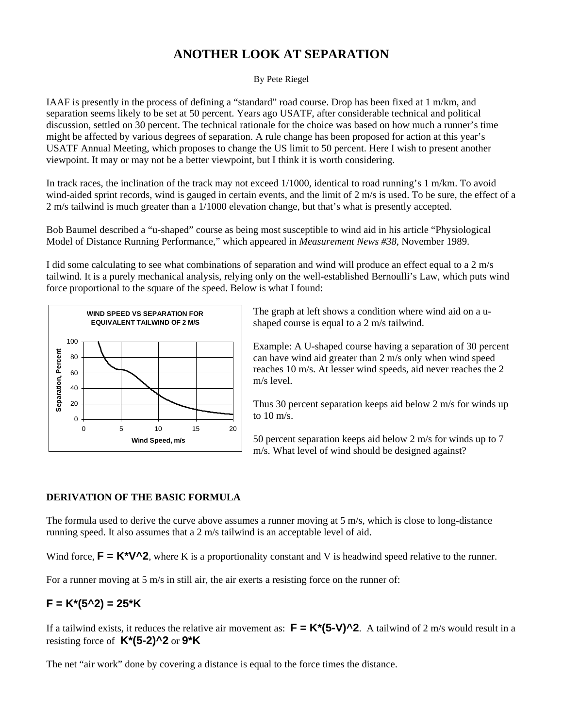# ANOTHER LOOK AT SEPARATION

By Pete Riegel

IAAF is presently in the process of defining a "standard" road course. Drop has been fixed at 1 m/km, and separation seems likely to be set at 50 percent. Years ago USATF, after considerable technical and political discussion, settled on 30 percent. The technical rationale for the choice was based on how much a runner's time might be affected by various degrees of separation. A rule change has been proposed for action at this year's USATF Annual Meeting, which proposes to change the US limit to 50 percent. Here I wish to present another viewpoint. It may or may not be a better viewpoint, but I think it is worth considering.

In track races, the inclination of the track may not exceed 1/1000, identical to road running's 1 m/km. To avoid wind-aided sprint records, wind is gauged in certain events, and the limit of 2 m/s is used. To be sure, the effect of a 2 m/s tailwind is much greater than a 1/1000 elevation change, but that's what is presently accepted.

Bob Baumel described a "u-shaped" course as being most susceptible to wind aid in his article "Physiological Model of Distance Running Performance," which appeared in *Measurement News #38*, November 1989.

I did some calculating to see what combinations of separation and wind will produce an effect equal to a 2 m/s tailwind. It is a purely mechanical analysis, relying only on the well-established Bernoulli's Law, which puts wind force proportional to the square of the speed. Below is what I found:

**WIND SPEED VS SEPARATION FOR EQUIVALENT TAILWIND OF 2 M/S**

The graph at left shows a condition where wind aid on a u-shaped course is equal to a 2 m/s tailwind.

Example: A U-shaped course having a separation of 30 percent can have wind aid greater than 2 m/s only when wind speed reaches 10 m/s. At lesser wind speeds, aid never reaches the 2 m/s level.

Thus 30 percent separation keeps aid below 2 m/s for winds up to 10 m/s.

50 percent separation keeps aid below 2 m/s for winds up to 7 m/s. What level of wind should be designed against?

### DERIVATION OF THE BASIC FORMULA

The formula used to derive the curve above assumes a runner moving at 5 m/s, which is close to long-distance running speed. It also assumes that a 2 m/s tailwind is an acceptable level of aid.

Wind force, $F = K \cdot V^2$, where K is a proportionality constant and V is headwind speed relative to the runner.

For a runner moving at 5 m/s in still air, the air exerts a resisting force on the runner of:

$$F = K \cdot (5^2) = 25 \cdot K$$

If a tailwind exists, it reduces the relative air movement as: $F = K \cdot (5-V)^2$. A tailwind of 2 m/s would result in a resisting force of $K \cdot (5-2)^2$ or $9 \cdot K$

The net "air work" done by covering a distance is equal to the force times the distance.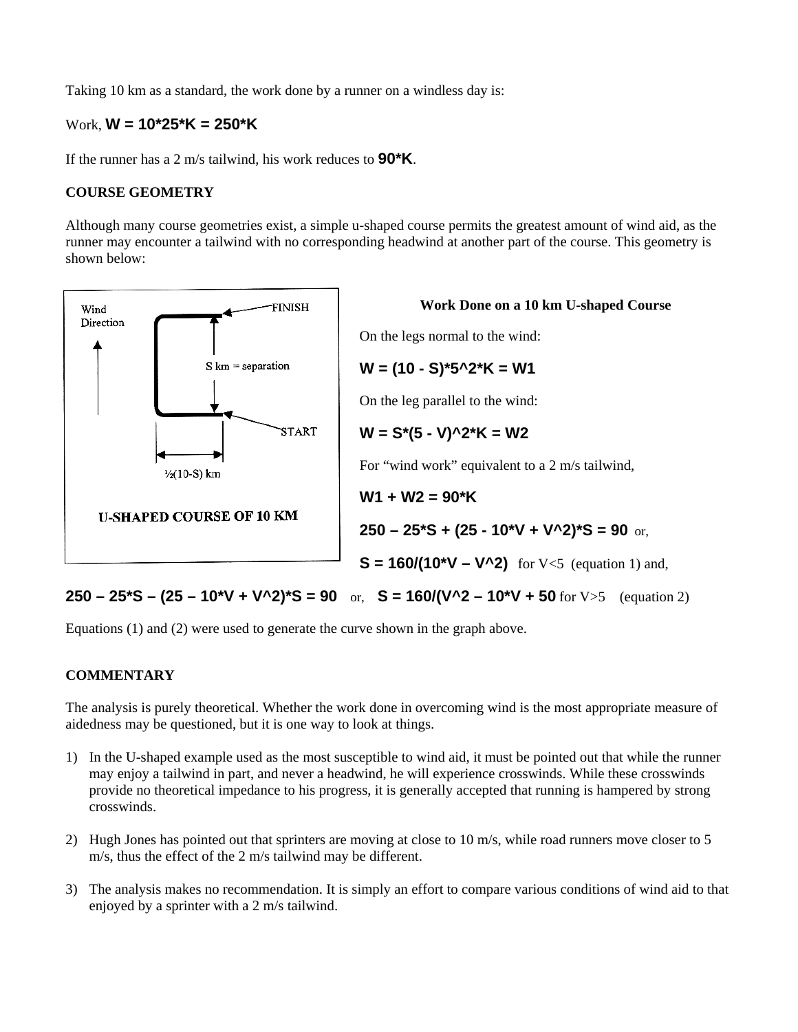Taking 10 km as a standard, the work done by a runner on a windless day is:

Work, $W = 10*25*K = 250*K$

If the runner has a 2 m/s tailwind, his work reduces to $90*K$.

**COURSE GEOMETRY**

Although many course geometries exist, a simple u-shaped course permits the greatest amount of wind aid, as the runner may encounter a tailwind with no corresponding headwind at another part of the course. This geometry is shown below:

Wind Direction

FINISH

S km = separation

START

½(10-S) km

U-SHAPED COURSE OF 10 KM

**Work Done on a 10 km U-shaped Course**

On the legs normal to the wind:

$$W = (10 - S)*5^2*K = W1$$

On the leg parallel to the wind:

$$W = S*(5 - V)^2*K = W2$$

For "wind work" equivalent to a 2 m/s tailwind,

$$W1 + W2 = 90*K$$

$$250 - 25*S + (25 - 10*V + V^2)*S = 90$$ or,

$$S = 160/(10*V - V^2)$$ for V<5 (equation 1) and,

$$250 - 25*S - (25 - 10*V + V^2)*S = 90$$ or, $$S = 160/(V^2 - 10*V + 50)$$ for V>5 (equation 2)

Equations (1) and (2) were used to generate the curve shown in the graph above.

**COMMENTARY**

The analysis is purely theoretical. Whether the work done in overcoming wind is the most appropriate measure of aidedness may be questioned, but it is one way to look at things.

1) In the U-shaped example used as the most susceptible to wind aid, it must be pointed out that while the runner may enjoy a tailwind in part, and never a headwind, he will experience crosswinds. While these crosswinds provide no theoretical impedance to his progress, it is generally accepted that running is hampered by strong crosswinds.

2) Hugh Jones has pointed out that sprinters are moving at close to 10 m/s, while road runners move closer to 5 m/s, thus the effect of the 2 m/s tailwind may be different.

3) The analysis makes no recommendation. It is simply an effort to compare various conditions of wind aid to that enjoyed by a sprinter with a 2 m/s tailwind.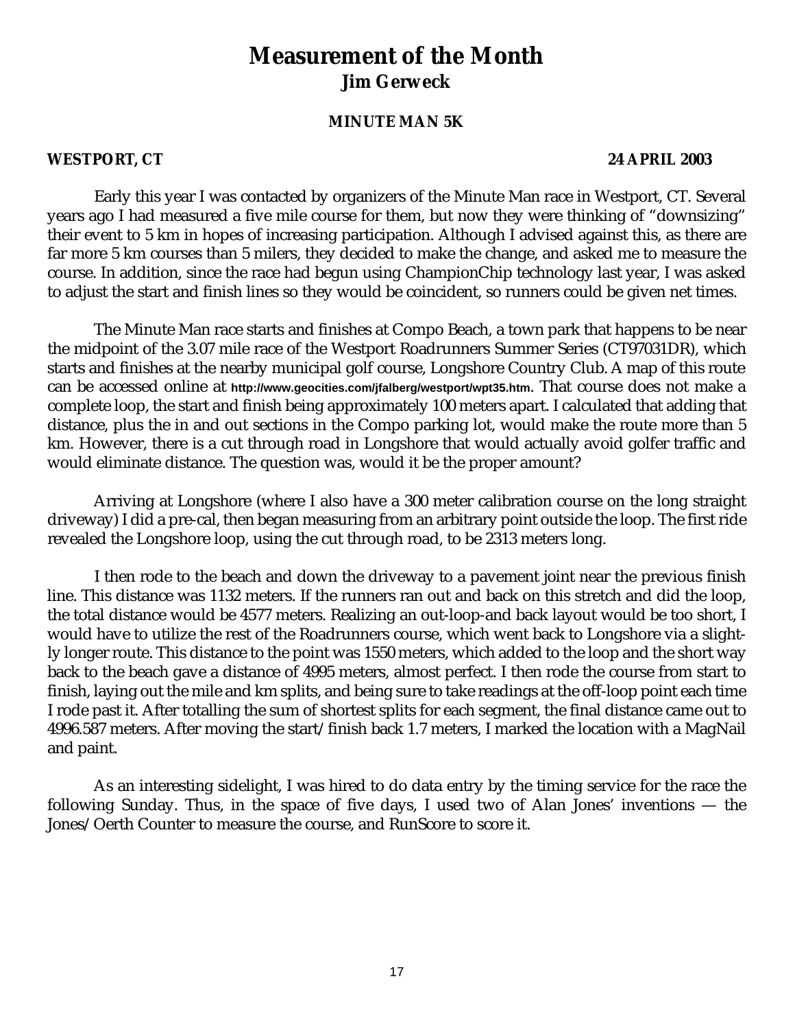# Measurement of the Month

## Jim Gerweck

### MINUTE MAN 5K

**WESTPORT, CT** **24 APRIL 2003**

Early this year I was contacted by organizers of the Minute Man race in Westport, CT. Several years ago I had measured a five mile course for them, but now they were thinking of "downsizing" their event to 5 km in hopes of increasing participation. Although I advised against this, as there are far more 5 km courses than 5 milers, they decided to make the change, and asked me to measure the course. In addition, since the race had begun using ChampionChip technology last year, I was asked to adjust the start and finish lines so they would be coincident, so runners could be given net times.

The Minute Man race starts and finishes at Compo Beach, a town park that happens to be near the midpoint of the 3.07 mile race of the Westport Roadrunners Summer Series (CT97031DR), which starts and finishes at the nearby municipal golf course, Longshore Country Club. A map of this route can be accessed online at http://www.geocities.com/jfalberg/westport/wpt35.htm. That course does not make a complete loop, the start and finish being approximately 100 meters apart. I calculated that adding that distance, plus the in and out sections in the Compo parking lot, would make the route more than 5 km. However, there is a cut through road in Longshore that would actually avoid golfer traffic and would eliminate distance. The question was, would it be the proper amount?

Arriving at Longshore (where I also have a 300 meter calibration course on the long straight driveway) I did a pre-cal, then began measuring from an arbitrary point outside the loop. The first ride revealed the Longshore loop, using the cut through road, to be 2313 meters long.

I then rode to the beach and down the driveway to a pavement joint near the previous finish line. This distance was 1132 meters. If the runners ran out and back on this stretch and did the loop, the total distance would be 4577 meters. Realizing an out-loop-and back layout would be too short, I would have to utilize the rest of the Roadrunners course, which went back to Longshore via a slightly longer route. This distance to the point was 1550 meters, which added to the loop and the short way back to the beach gave a distance of 4995 meters, almost perfect. I then rode the course from start to finish, laying out the mile and km splits, and being sure to take readings at the off-loop point each time I rode past it. After totalling the sum of shortest splits for each segment, the final distance came out to 4996.587 meters. After moving the start/finish back 1.7 meters, I marked the location with a MagNail and paint.

As an interesting sidelight, I was hired to do data entry by the timing service for the race the following Sunday. Thus, in the space of five days, I used two of Alan Jones' inventions — the Jones/Oerth Counter to measure the course, and RunScore to score it.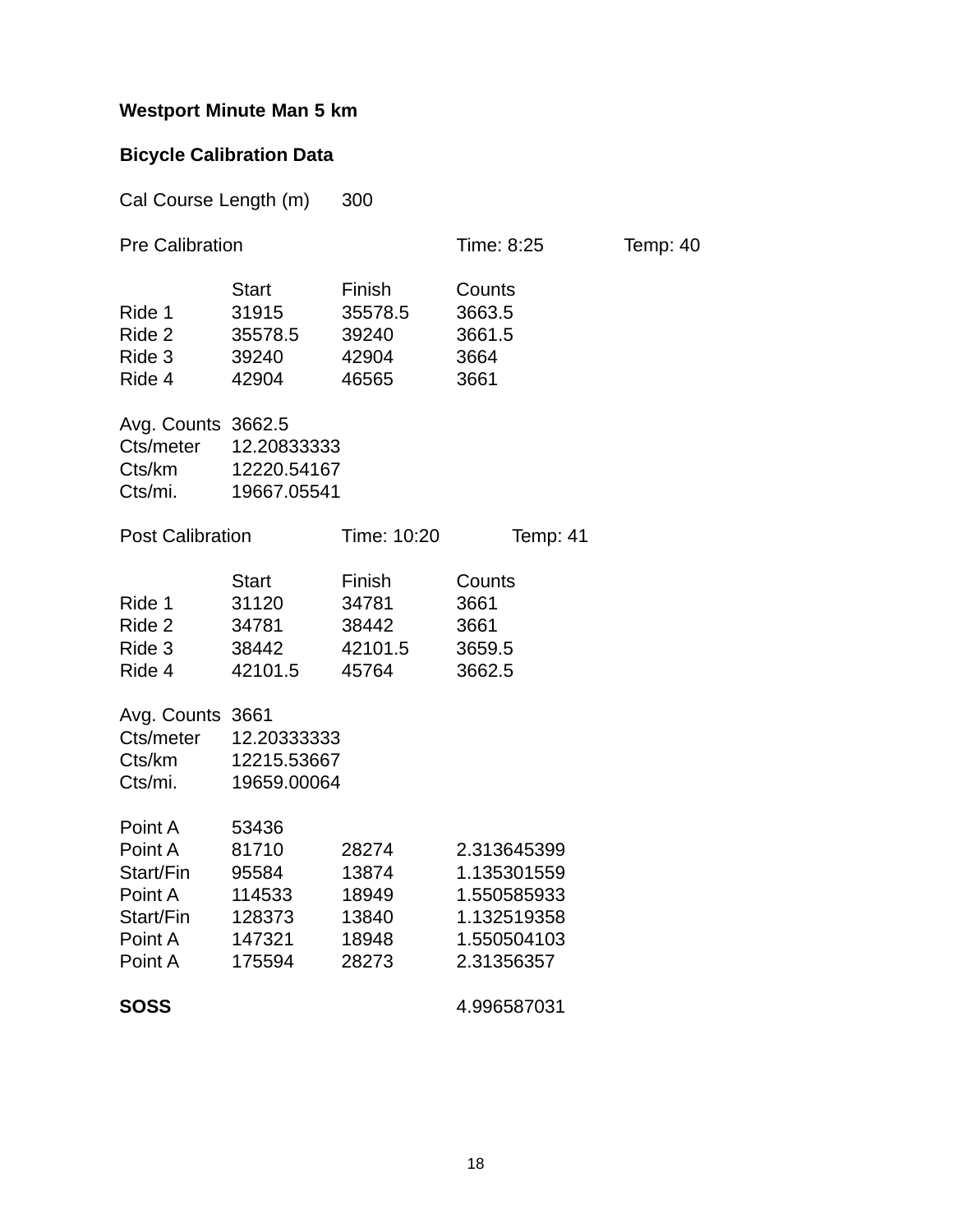**Westport Minute Man 5 km**

**Bicycle Calibration Data**

Cal Course Length (m) 300

Pre Calibration Time: 8:25 Temp: 40

| | Start | Finish | Counts |
|---|---|---|---|
| Ride 1 | 31915 | 35578.5 | 3663.5 |
| Ride 2 | 35578.5 | 39240 | 3661.5 |
| Ride 3 | 39240 | 42904 | 3664 |
| Ride 4 | 42904 | 46565 | 3661 |

| | |
|---|---|
| Avg. Counts | 3662.5 |
| Cts/meter | 12.20833333 |
| Cts/km | 12220.54167 |
| Cts/mi. | 19667.05541 |

Post Calibration Time: 10:20 Temp: 41

| | Start | Finish | Counts |
|---|---|---|---|
| Ride 1 | 31120 | 34781 | 3661 |
| Ride 2 | 34781 | 38442 | 3661 |
| Ride 3 | 38442 | 42101.5 | 3659.5 |
| Ride 4 | 42101.5 | 45764 | 3662.5 |

| | |
|---|---|
| Avg. Counts | 3661 |
| Cts/meter | 12.20333333 |
| Cts/km | 12215.53667 |
| Cts/mi. | 19659.00064 |

| | | | |
|---|---|---|---|
| Point A | 53436 | | |
| Point A | 81710 | 28274 | 2.313645399 |
| Start/Fin | 95584 | 13874 | 1.135301559 |
| Point A | 114533 | 18949 | 1.550585933 |
| Start/Fin | 128373 | 13840 | 1.132519358 |
| Point A | 147321 | 18948 | 1.550504103 |
| Point A | 175594 | 28273 | 2.31356357 |

**SOSS** 4.996587031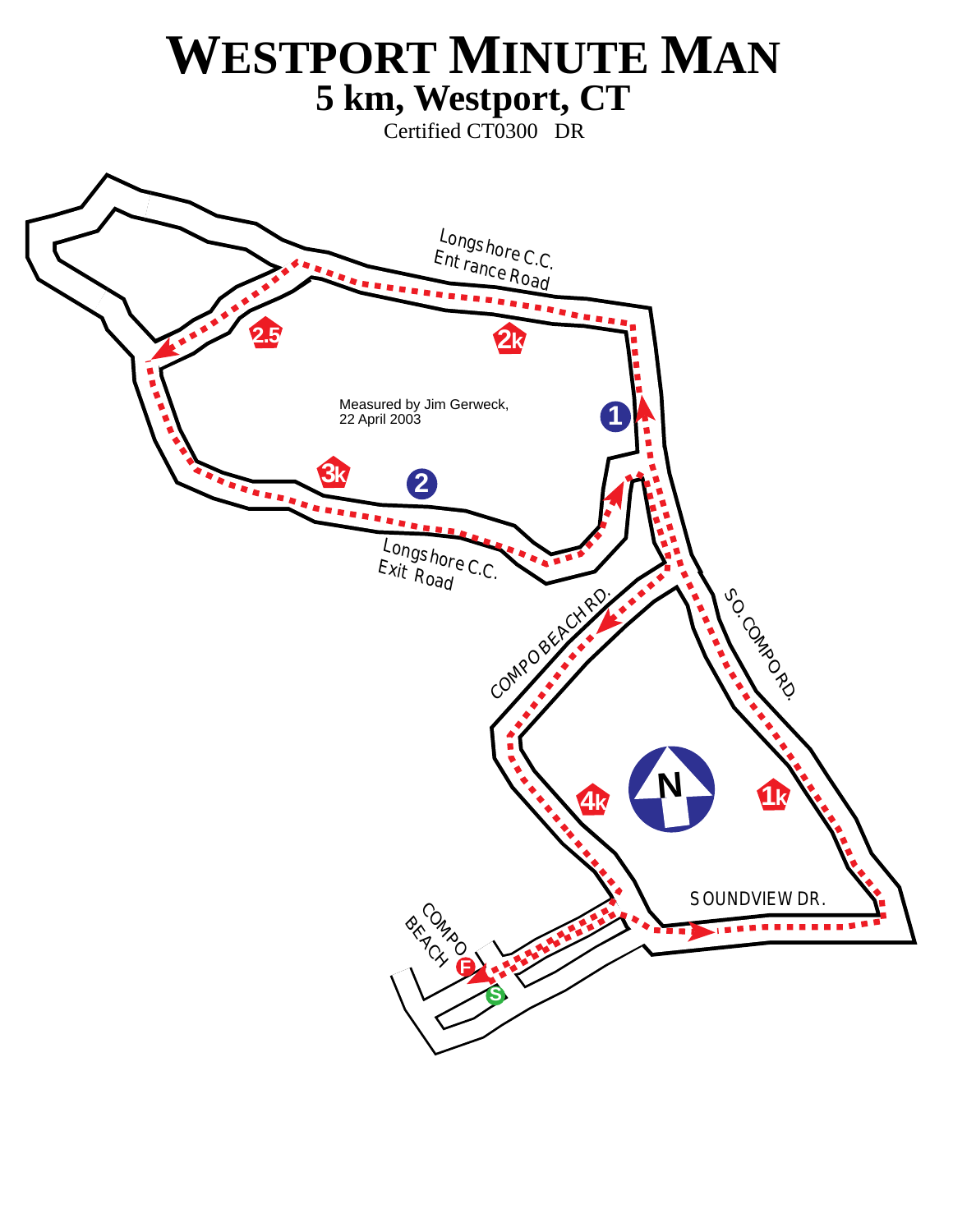# WESTPORT MINUTE MAN

## 5 km, Westport, CT

Certified CT0300 DR

Longshore C.C. Entrance Road

Measured by Jim Gerweck, 22 April 2003

Longshore C.C. Exit Road

COMPO BEACH RD.

SO. COMPO RD.

SOUNDVIEW DR.

COMPO BEACH

2.5

2k

1

3k

2

4k

N

1k

F

S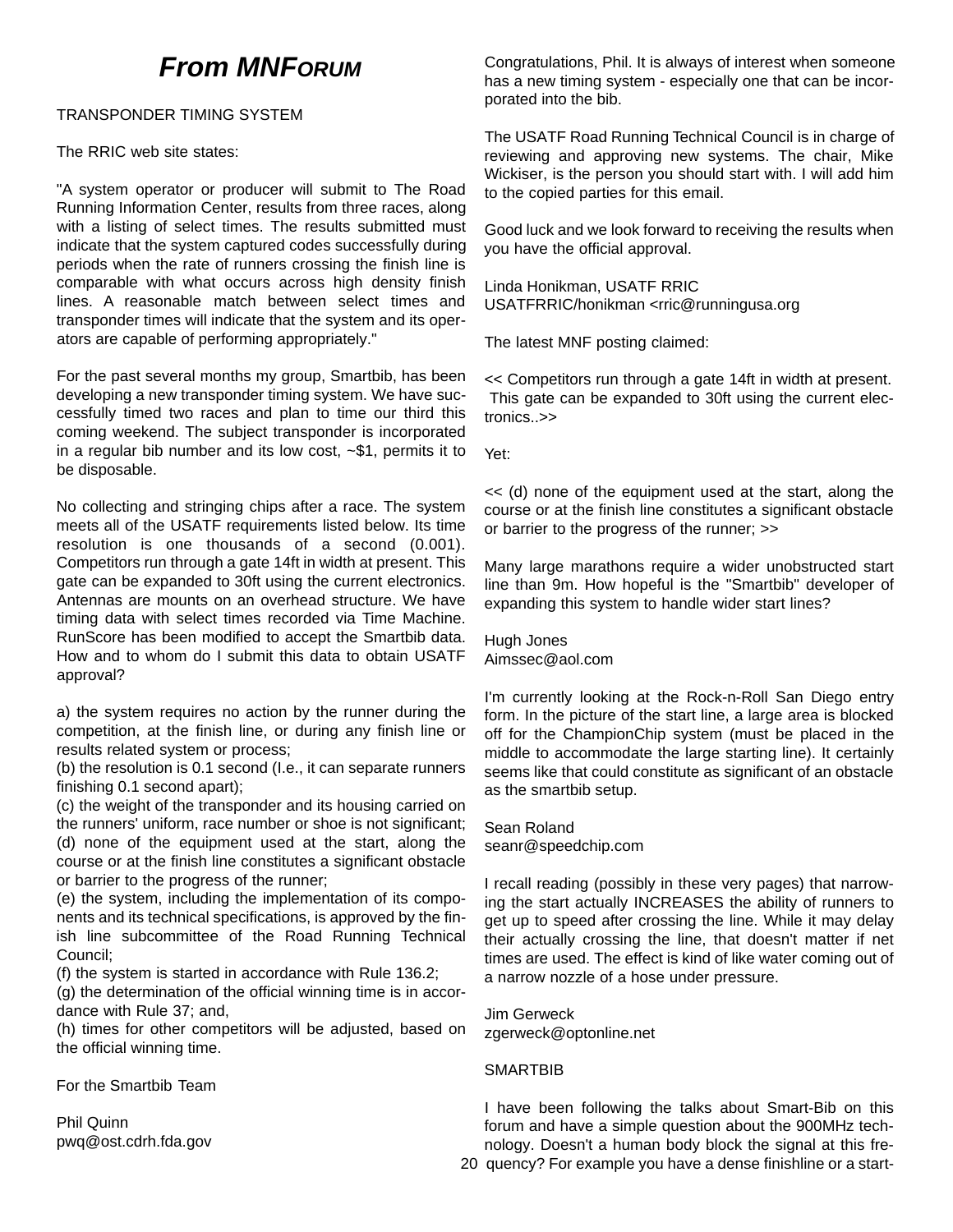# *From MNForum*

TRANSPONDER TIMING SYSTEM

The RRIC web site states:

"A system operator or producer will submit to The Road Running Information Center, results from three races, along with a listing of select times. The results submitted must indicate that the system captured codes successfully during periods when the rate of runners crossing the finish line is comparable with what occurs across high density finish lines. A reasonable match between select times and transponder times will indicate that the system and its operators are capable of performing appropriately."

For the past several months my group, Smartbib, has been developing a new transponder timing system. We have successfully timed two races and plan to time our third this coming weekend. The subject transponder is incorporated in a regular bib number and its low cost, ~$1, permits it to be disposable.

No collecting and stringing chips after a race. The system meets all of the USATF requirements listed below. Its time resolution is one thousands of a second (0.001). Competitors run through a gate 14ft in width at present. This gate can be expanded to 30ft using the current electronics. Antennas are mounts on an overhead structure. We have timing data with select times recorded via Time Machine. RunScore has been modified to accept the Smartbib data. How and to whom do I submit this data to obtain USATF approval?

a) the system requires no action by the runner during the competition, at the finish line, or during any finish line or results related system or process;
(b) the resolution is 0.1 second (I.e., it can separate runners finishing 0.1 second apart);
(c) the weight of the transponder and its housing carried on the runners' uniform, race number or shoe is not significant;
(d) none of the equipment used at the start, along the course or at the finish line constitutes a significant obstacle or barrier to the progress of the runner;
(e) the system, including the implementation of its components and its technical specifications, is approved by the finish line subcommittee of the Road Running Technical Council;
(f) the system is started in accordance with Rule 136.2;
(g) the determination of the official winning time is in accordance with Rule 37; and,
(h) times for other competitors will be adjusted, based on the official winning time.

For the Smartbib Team

Phil Quinn
pwq@ost.cdrh.fda.gov

Congratulations, Phil. It is always of interest when someone has a new timing system - especially one that can be incorporated into the bib.

The USATF Road Running Technical Council is in charge of reviewing and approving new systems. The chair, Mike Wickiser, is the person you should start with. I will add him to the copied parties for this email.

Good luck and we look forward to receiving the results when you have the official approval.

Linda Honikman, USATF RRIC
USATFRRIC/honikman <rric@runningusa.org

The latest MNF posting claimed:

<< Competitors run through a gate 14ft in width at present. This gate can be expanded to 30ft using the current electronics..>>

Yet:

<< (d) none of the equipment used at the start, along the course or at the finish line constitutes a significant obstacle or barrier to the progress of the runner; >>

Many large marathons require a wider unobstructed start line than 9m. How hopeful is the "Smartbib" developer of expanding this system to handle wider start lines?

Hugh Jones
Aimssec@aol.com

I'm currently looking at the Rock-n-Roll San Diego entry form. In the picture of the start line, a large area is blocked off for the ChampionChip system (must be placed in the middle to accommodate the large starting line). It certainly seems like that could constitute as significant of an obstacle as the smartbib setup.

Sean Roland
seanr@speedchip.com

I recall reading (possibly in these very pages) that narrowing the start actually INCREASES the ability of runners to get up to speed after crossing the line. While it may delay their actually crossing the line, that doesn't matter if net times are used. The effect is kind of like water coming out of a narrow nozzle of a hose under pressure.

Jim Gerweck
zgerweck@optonline.net

SMARTBIB

I have been following the talks about Smart-Bib on this forum and have a simple question about the 900MHz technology. Doesn't a human body block the signal at this frequency? For example you have a dense finishline or a start-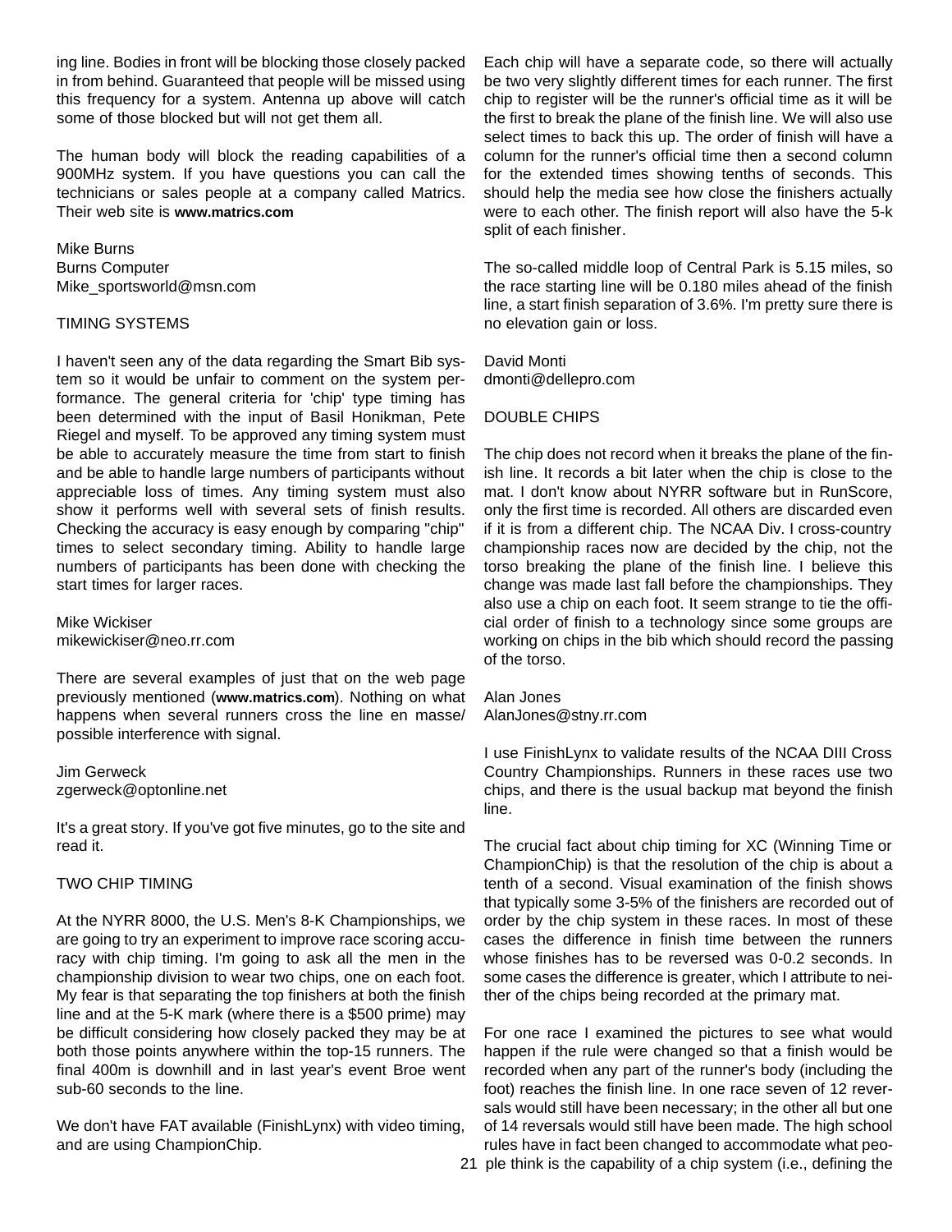ing line. Bodies in front will be blocking those closely packed in from behind. Guaranteed that people will be missed using this frequency for a system. Antenna up above will catch some of those blocked but will not get them all.

The human body will block the reading capabilities of a 900MHz system. If you have questions you can call the technicians or sales people at a company called Matrics. Their web site is **www.matrics.com**

Mike Burns
Burns Computer
Mike_sportsworld@msn.com

## TIMING SYSTEMS

I haven't seen any of the data regarding the Smart Bib system so it would be unfair to comment on the system performance. The general criteria for 'chip' type timing has been determined with the input of Basil Honikman, Pete Riegel and myself. To be approved any timing system must be able to accurately measure the time from start to finish and be able to handle large numbers of participants without appreciable loss of times. Any timing system must also show it performs well with several sets of finish results. Checking the accuracy is easy enough by comparing "chip" times to select secondary timing. Ability to handle large numbers of participants has been done with checking the start times for larger races.

Mike Wickiser
mikewickiser@neo.rr.com

There are several examples of just that on the web page previously mentioned (**www.matrics.com**). Nothing on what happens when several runners cross the line en masse/possible interference with signal.

Jim Gerweck
zgerweck@optonline.net

It's a great story. If you've got five minutes, go to the site and read it.

## TWO CHIP TIMING

At the NYRR 8000, the U.S. Men's 8-K Championships, we are going to try an experiment to improve race scoring accuracy with chip timing. I'm going to ask all the men in the championship division to wear two chips, one on each foot. My fear is that separating the top finishers at both the finish line and at the 5-K mark (where there is a $500 prime) may be difficult considering how closely packed they may be at both those points anywhere within the top-15 runners. The final 400m is downhill and in last year's event Broe went sub-60 seconds to the line.

We don't have FAT available (FinishLynx) with video timing, and are using ChampionChip.

Each chip will have a separate code, so there will actually be two very slightly different times for each runner. The first chip to register will be the runner's official time as it will be the first to break the plane of the finish line. We will also use select times to back this up. The order of finish will have a column for the runner's official time then a second column for the extended times showing tenths of seconds. This should help the media see how close the finishers actually were to each other. The finish report will also have the 5-k split of each finisher.

The so-called middle loop of Central Park is 5.15 miles, so the race starting line will be 0.180 miles ahead of the finish line, a start finish separation of 3.6%. I'm pretty sure there is no elevation gain or loss.

David Monti
dmonti@dellepro.com

## DOUBLE CHIPS

The chip does not record when it breaks the plane of the finish line. It records a bit later when the chip is close to the mat. I don't know about NYRR software but in RunScore, only the first time is recorded. All others are discarded even if it is from a different chip. The NCAA Div. I cross-country championship races now are decided by the chip, not the torso breaking the plane of the finish line. I believe this change was made last fall before the championships. They also use a chip on each foot. It seem strange to tie the official order of finish to a technology since some groups are working on chips in the bib which should record the passing of the torso.

Alan Jones
AlanJones@stny.rr.com

I use FinishLynx to validate results of the NCAA DIII Cross Country Championships. Runners in these races use two chips, and there is the usual backup mat beyond the finish line.

The crucial fact about chip timing for XC (Winning Time or ChampionChip) is that the resolution of the chip is about a tenth of a second. Visual examination of the finish shows that typically some 3-5% of the finishers are recorded out of order by the chip system in these races. In most of these cases the difference in finish time between the runners whose finishes has to be reversed was 0-0.2 seconds. In some cases the difference is greater, which I attribute to neither of the chips being recorded at the primary mat.

For one race I examined the pictures to see what would happen if the rule were changed so that a finish would be recorded when any part of the runner's body (including the foot) reaches the finish line. In one race seven of 12 reversals would still have been necessary; in the other all but one of 14 reversals would still have been made. The high school rules have in fact been changed to accommodate what people think is the capability of a chip system (i.e., defining the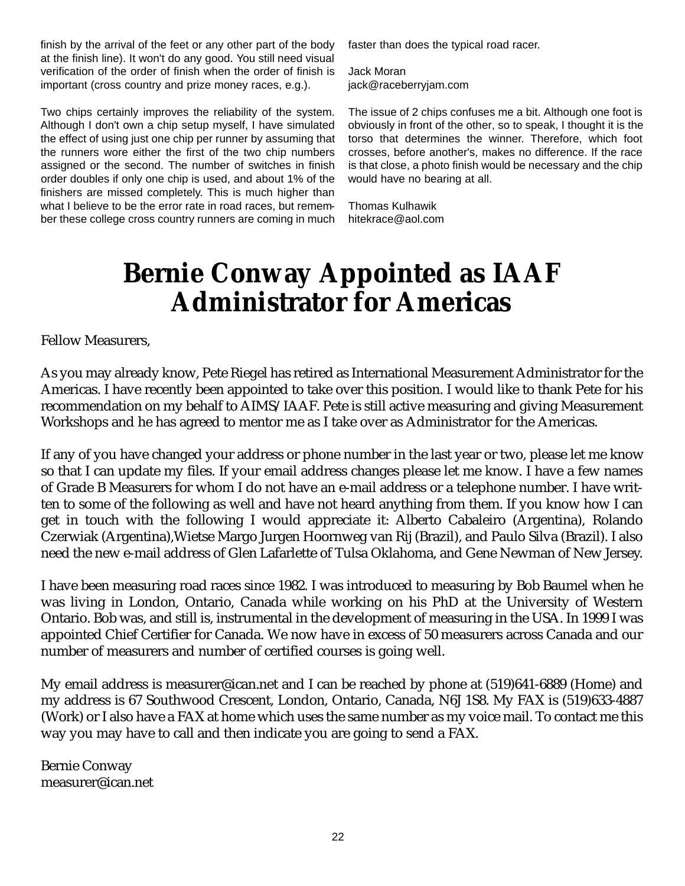finish by the arrival of the feet or any other part of the body at the finish line). It won't do any good. You still need visual verification of the order of finish when the order of finish is important (cross country and prize money races, e.g.).

Two chips certainly improves the reliability of the system. Although I don't own a chip setup myself, I have simulated the effect of using just one chip per runner by assuming that the runners wore either the first of the two chip numbers assigned or the second. The number of switches in finish order doubles if only one chip is used, and about 1% of the finishers are missed completely. This is much higher than what I believe to be the error rate in road races, but remember these college cross country runners are coming in much faster than does the typical road racer.

Jack Moran
jack@raceberryjam.com

The issue of 2 chips confuses me a bit. Although one foot is obviously in front of the other, so to speak, I thought it is the torso that determines the winner. Therefore, which foot crosses, before another's, makes no difference. If the race is that close, a photo finish would be necessary and the chip would have no bearing at all.

Thomas Kulhawik
hitekrace@aol.com

# Bernie Conway Appointed as IAAF Administrator for Americas

Fellow Measurers,

As you may already know, Pete Riegel has retired as International Measurement Administrator for the Americas. I have recently been appointed to take over this position. I would like to thank Pete for his recommendation on my behalf to AIMS/IAAF. Pete is still active measuring and giving Measurement Workshops and he has agreed to mentor me as I take over as Administrator for the Americas.

If any of you have changed your address or phone number in the last year or two, please let me know so that I can update my files. If your email address changes please let me know. I have a few names of Grade B Measurers for whom I do not have an e-mail address or a telephone number. I have written to some of the following as well and have not heard anything from them. If you know how I can get in touch with the following I would appreciate it: Alberto Cabaleiro (Argentina), Rolando Czerwiak (Argentina),Wietse Margo Jurgen Hoornweg van Rij (Brazil), and Paulo Silva (Brazil). I also need the new e-mail address of Glen Lafarlette of Tulsa Oklahoma, and Gene Newman of New Jersey.

I have been measuring road races since 1982. I was introduced to measuring by Bob Baumel when he was living in London, Ontario, Canada while working on his PhD at the University of Western Ontario. Bob was, and still is, instrumental in the development of measuring in the USA. In 1999 I was appointed Chief Certifier for Canada. We now have in excess of 50 measurers across Canada and our number of measurers and number of certified courses is going well.

My email address is measurer@ican.net and I can be reached by phone at (519)641-6889 (Home) and my address is 67 Southwood Crescent, London, Ontario, Canada, N6J 1S8. My FAX is (519)633-4887 (Work) or I also have a FAX at home which uses the same number as my voice mail. To contact me this way you may have to call and then indicate you are going to send a FAX.

Bernie Conway
measurer@ican.net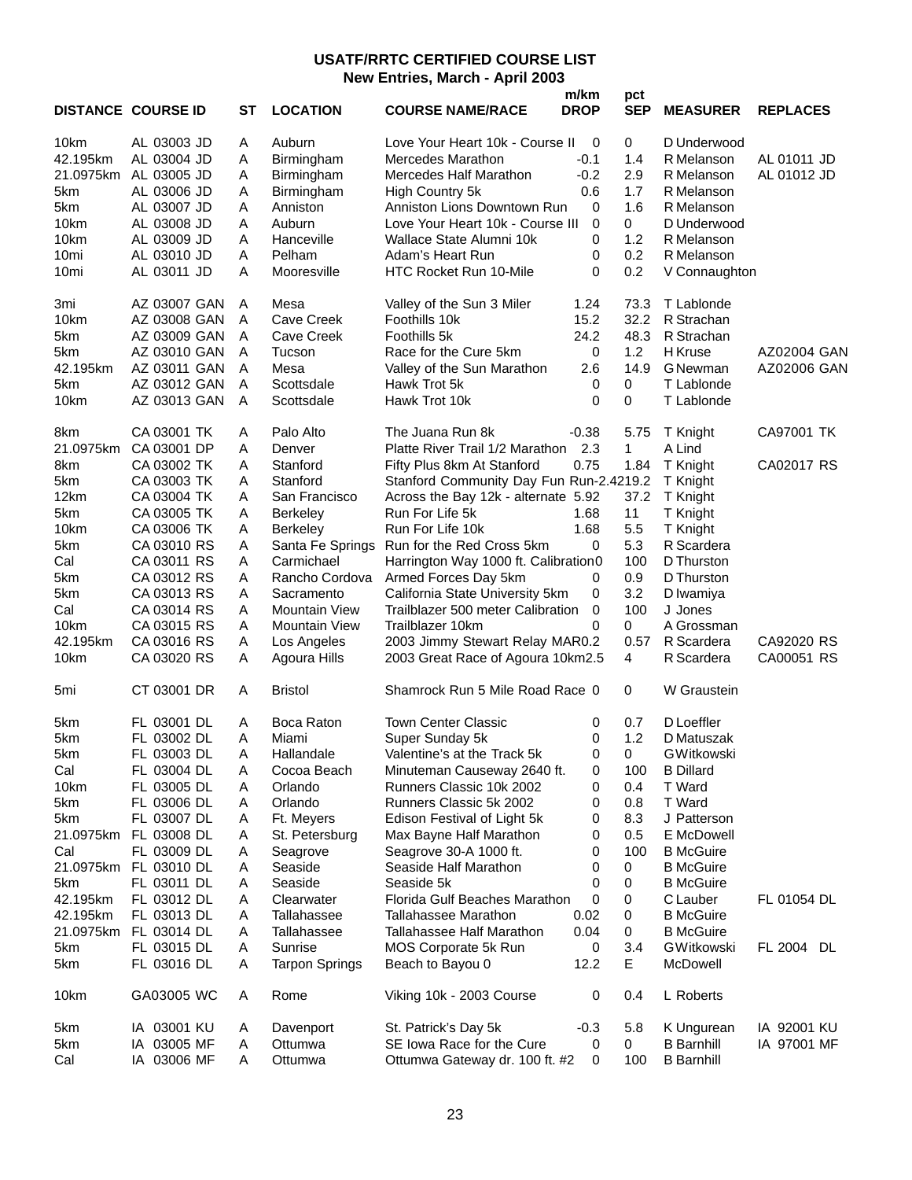# USATF/RRTC CERTIFIED COURSE LIST
## New Entries, March - April 2003

| DISTANCE | COURSE ID | ST | LOCATION | COURSE NAME/RACE | m/km DROP | pct SEP | MEASURER | REPLACES |
|---|---|---|---|---|---|---|---|---|
| 10km | AL 03003 JD | A | Auburn | Love Your Heart 10k - Course II | 0 | 0 | D Underwood | |
| 42.195km | AL 03004 JD | A | Birmingham | Mercedes Marathon | -0.1 | 1.4 | R Melanson | AL 01011 JD |
| 21.0975km | AL 03005 JD | A | Birmingham | Mercedes Half Marathon | -0.2 | 2.9 | R Melanson | AL 01012 JD |
| 5km | AL 03006 JD | A | Birmingham | High Country 5k | 0.6 | 1.7 | R Melanson | |
| 5km | AL 03007 JD | A | Anniston | Anniston Lions Downtown Run | 0 | 1.6 | R Melanson | |
| 10km | AL 03008 JD | A | Auburn | Love Your Heart 10k - Course III | 0 | 0 | D Underwood | |
| 10km | AL 03009 JD | A | Hanceville | Wallace State Alumni 10k | 0 | 1.2 | R Melanson | |
| 10mi | AL 03010 JD | A | Pelham | Adam's Heart Run | 0 | 0.2 | R Melanson | |
| 10mi | AL 03011 JD | A | Mooresville | HTC Rocket Run 10-Mile | 0 | 0.2 | V Connaughton | |
| 3mi | AZ 03007 GAN | A | Mesa | Valley of the Sun 3 Miler | 1.24 | 73.3 | T Lablonde | |
| 10km | AZ 03008 GAN | A | Cave Creek | Foothills 10k | 15.2 | 32.2 | R Strachan | |
| 5km | AZ 03009 GAN | A | Cave Creek | Foothills 5k | 24.2 | 48.3 | R Strachan | |
| 5km | AZ 03010 GAN | A | Tucson | Race for the Cure 5km | 0 | 1.2 | H Kruse | AZ02004 GAN |
| 42.195km | AZ 03011 GAN | A | Mesa | Valley of the Sun Marathon | 2.6 | 14.9 | G Newman | AZ02006 GAN |
| 5km | AZ 03012 GAN | A | Scottsdale | Hawk Trot 5k | 0 | 0 | T Lablonde | |
| 10km | AZ 03013 GAN | A | Scottsdale | Hawk Trot 10k | 0 | 0 | T Lablonde | |
| 8km | CA 03001 TK | A | Palo Alto | The Juana Run 8k | -0.38 | 5.75 | T Knight | CA97001 TK |
| 21.0975km | CA 03001 DP | A | Denver | Platte River Trail 1/2 Marathon | 2.3 | 1 | A Lind | |
| 8km | CA 03002 TK | A | Stanford | Fifty Plus 8km At Stanford | 0.75 | 1.84 | T Knight | CA02017 RS |
| 5km | CA 03003 TK | A | Stanford | Stanford Community Day Fun Run | -2.42 | 19.2 | T Knight | |
| 12km | CA 03004 TK | A | San Francisco | Across the Bay 12k - alternate | 5.92 | 37.2 | T Knight | |
| 5km | CA 03005 TK | A | Berkeley | Run For Life 5k | 1.68 | 11 | T Knight | |
| 10km | CA 03006 TK | A | Berkeley | Run For Life 10k | 1.68 | 5.5 | T Knight | |
| 5km | CA 03010 RS | A | Santa Fe Springs | Run for the Red Cross 5km | 0 | 5.3 | R Scardera | |
| Cal | CA 03011 RS | A | Carmichael | Harrington Way 1000 ft. Calibration | 0 | 100 | D Thurston | |
| 5km | CA 03012 RS | A | Rancho Cordova | Armed Forces Day 5km | 0 | 0.9 | D Thurston | |
| 5km | CA 03013 RS | A | Sacramento | California State University 5km | 0 | 3.2 | D Iwamiya | |
| Cal | CA 03014 RS | A | Mountain View | Trailblazer 500 meter Calibration | 0 | 100 | J Jones | |
| 10km | CA 03015 RS | A | Mountain View | Trailblazer 10km | 0 | 0 | A Grossman | |
| 42.195km | CA 03016 RS | A | Los Angeles | 2003 Jimmy Stewart Relay MAR | 0.2 | 0.57 | R Scardera | CA92020 RS |
| 10km | CA 03020 RS | A | Agoura Hills | 2003 Great Race of Agoura 10km | 2.5 | 4 | R Scardera | CA00051 RS |
| 5mi | CT 03001 DR | A | Bristol | Shamrock Run 5 Mile Road Race | 0 | 0 | W Graustein | |
| 5km | FL 03001 DL | A | Boca Raton | Town Center Classic | 0 | 0.7 | D Loeffler | |
| 5km | FL 03002 DL | A | Miami | Super Sunday 5k | 0 | 1.2 | D Matuszak | |
| 5km | FL 03003 DL | A | Hallandale | Valentine's at the Track 5k | 0 | 0 | G Witkowski | |
| Cal | FL 03004 DL | A | Cocoa Beach | Minuteman Causeway 2640 ft. | 0 | 100 | B Dillard | |
| 10km | FL 03005 DL | A | Orlando | Runners Classic 10k 2002 | 0 | 0.4 | T Ward | |
| 5km | FL 03006 DL | A | Orlando | Runners Classic 5k 2002 | 0 | 0.8 | T Ward | |
| 5km | FL 03007 DL | A | Ft. Meyers | Edison Festival of Light 5k | 0 | 8.3 | J Patterson | |
| 21.0975km | FL 03008 DL | A | St. Petersburg | Max Bayne Half Marathon | 0 | 0.5 | E McDowell | |
| Cal | FL 03009 DL | A | Seagrove | Seagrove 30-A 1000 ft. | 0 | 100 | B McGuire | |
| 21.0975km | FL 03010 DL | A | Seaside | Seaside Half Marathon | 0 | 0 | B McGuire | |
| 5km | FL 03011 DL | A | Seaside | Seaside 5k | 0 | 0 | B McGuire | |
| 42.195km | FL 03012 DL | A | Clearwater | Florida Gulf Beaches Marathon | 0 | 0 | C Lauber | FL 01054 DL |
| 42.195km | FL 03013 DL | A | Tallahassee | Tallahassee Marathon | 0.02 | 0 | B McGuire | |
| 21.0975km | FL 03014 DL | A | Tallahassee | Tallahassee Half Marathon | 0.04 | 0 | B McGuire | |
| 5km | FL 03015 DL | A | Sunrise | MOS Corporate 5k Run | 0 | 3.4 | G Witkowski | FL 2004 DL |
| 5km | FL 03016 DL | A | Tarpon Springs | Beach to Bayou 0 | 12.2 | E | McDowell | |
| 10km | GA03005 WC | A | Rome | Viking 10k - 2003 Course | 0 | 0.4 | L Roberts | |
| 5km | IA 03001 KU | A | Davenport | St. Patrick's Day 5k | -0.3 | 5.8 | K Ungurean | IA 92001 KU |
| 5km | IA 03005 MF | A | Ottumwa | SE Iowa Race for the Cure | 0 | 0 | B Barnhill | IA 97001 MF |
| Cal | IA 03006 MF | A | Ottumwa | Ottumwa Gateway dr. 100 ft. #2 | 0 | 100 | B Barnhill | |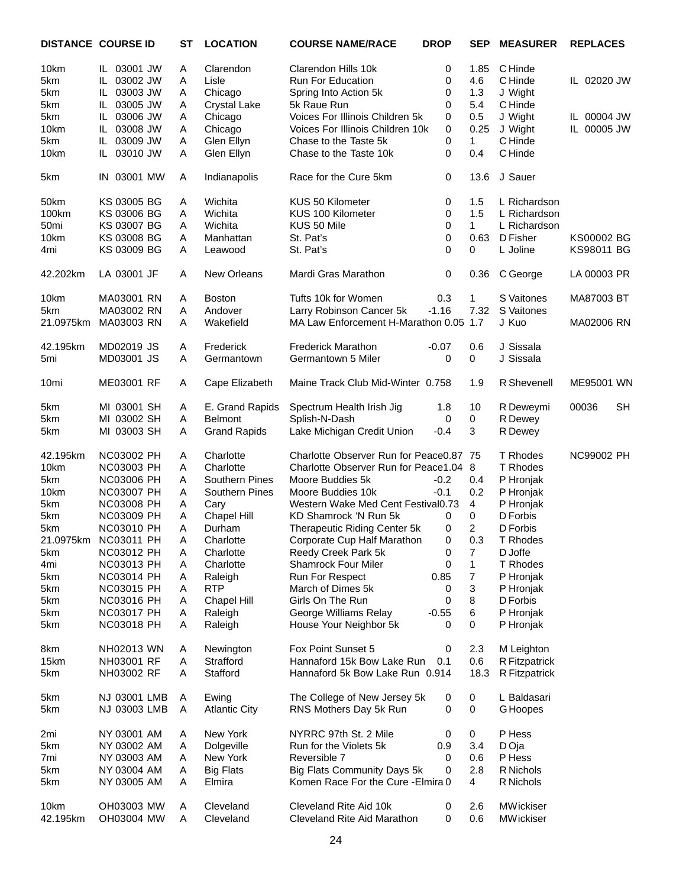| DISTANCE | COURSE ID | ST | LOCATION | COURSE NAME/RACE | DROP | SEP | MEASURER | REPLACES |
|---|---|---|---|---|---|---|---|---|
| 10km | IL 03001 JW | A | Clarendon | Clarendon Hills 10k | 0 | 1.85 | C Hinde | |
| 5km | IL 03002 JW | A | Lisle | Run For Education | 0 | 4.6 | C Hinde | IL 02020 JW |
| 5km | IL 03003 JW | A | Chicago | Spring Into Action 5k | 0 | 1.3 | J Wight | |
| 5km | IL 03005 JW | A | Crystal Lake | 5k Raue Run | 0 | 5.4 | C Hinde | |
| 5km | IL 03006 JW | A | Chicago | Voices For Illinois Children 5k | 0 | 0.5 | J Wight | IL 00004 JW |
| 10km | IL 03008 JW | A | Chicago | Voices For Illinois Children 10k | 0 | 0.25 | J Wight | IL 00005 JW |
| 5km | IL 03009 JW | A | Glen Ellyn | Chase to the Taste 5k | 0 | 1 | C Hinde | |
| 10km | IL 03010 JW | A | Glen Ellyn | Chase to the Taste 10k | 0 | 0.4 | C Hinde | |
| 5km | IN 03001 MW | A | Indianapolis | Race for the Cure 5km | 0 | 13.6 | J Sauer | |
| 50km | KS 03005 BG | A | Wichita | KUS 50 Kilometer | 0 | 1.5 | L Richardson | |
| 100km | KS 03006 BG | A | Wichita | KUS 100 Kilometer | 0 | 1.5 | L Richardson | |
| 50mi | KS 03007 BG | A | Wichita | KUS 50 Mile | 0 | 1 | L Richardson | |
| 10km | KS 03008 BG | A | Manhattan | St. Pat's | 0 | 0.63 | D Fisher | KS00002 BG |
| 4mi | KS 03009 BG | A | Leawood | St. Pat's | 0 | 0 | L Joline | KS98011 BG |
| 42.202km | LA 03001 JF | A | New Orleans | Mardi Gras Marathon | 0 | 0.36 | C George | LA 00003 PR |
| 10km | MA03001 RN | A | Boston | Tufts 10k for Women | 0.3 | 1 | S Vaitones | MA87003 BT |
| 5km | MA03002 RN | A | Andover | Larry Robinson Cancer 5k | -1.16 | 7.32 | S Vaitones | |
| 21.0975km | MA03003 RN | A | Wakefield | MA Law Enforcement H-Marathon | 0.05 | 1.7 | J Kuo | MA02006 RN |
| 42.195km | MD02019 JS | A | Frederick | Frederick Marathon | -0.07 | 0.6 | J Sissala | |
| 5mi | MD03001 JS | A | Germantown | Germantown 5 Miler | 0 | 0 | J Sissala | |
| 10mi | ME03001 RF | A | Cape Elizabeth | Maine Track Club Mid-Winter | 0.758 | 1.9 | R Shevenell | ME95001 WN |
| 5km | MI 03001 SH | A | E. Grand Rapids | Spectrum Health Irish Jig | 1.8 | 10 | R Deweymi | 00036 SH |
| 5km | MI 03002 SH | A | Belmont | Splish-N-Dash | 0 | 0 | R Dewey | |
| 5km | MI 03003 SH | A | Grand Rapids | Lake Michigan Credit Union | -0.4 | 3 | R Dewey | |
| 42.195km | NC03002 PH | A | Charlotte | Charlotte Observer Run for Peace | 0.87 | 75 | T Rhodes | NC99002 PH |
| 10km | NC03003 PH | A | Charlotte | Charlotte Observer Run for Peace | 1.04 | 8 | T Rhodes | |
| 5km | NC03006 PH | A | Southern Pines | Moore Buddies 5k | -0.2 | 0.4 | P Hronjak | |
| 10km | NC03007 PH | A | Southern Pines | Moore Buddies 10k | -0.1 | 0.2 | P Hronjak | |
| 5km | NC03008 PH | A | Cary | Western Wake Med Cent Festival | 0.73 | 4 | P Hronjak | |
| 5km | NC03009 PH | A | Chapel Hill | KD Shamrock 'N Run 5k | 0 | 0 | D Forbis | |
| 5km | NC03010 PH | A | Durham | Therapeutic Riding Center 5k | 0 | 2 | D Forbis | |
| 21.0975km | NC03011 PH | A | Charlotte | Corporate Cup Half Marathon | 0 | 0.3 | T Rhodes | |
| 5km | NC03012 PH | A | Charlotte | Reedy Creek Park 5k | 0 | 7 | D Joffe | |
| 4mi | NC03013 PH | A | Charlotte | Shamrock Four Miler | 0 | 1 | T Rhodes | |
| 5km | NC03014 PH | A | Raleigh | Run For Respect | 0.85 | 7 | P Hronjak | |
| 5km | NC03015 PH | A | RTP | March of Dimes 5k | 0 | 3 | P Hronjak | |
| 5km | NC03016 PH | A | Chapel Hill | Girls On The Run | 0 | 8 | D Forbis | |
| 5km | NC03017 PH | A | Raleigh | George Williams Relay | -0.55 | 6 | P Hronjak | |
| 5km | NC03018 PH | A | Raleigh | House Your Neighbor 5k | 0 | 0 | P Hronjak | |
| 8km | NH02013 WN | A | Newington | Fox Point Sunset 5 | 0 | 2.3 | M Leighton | |
| 15km | NH03001 RF | A | Strafford | Hannaford 15k Bow Lake Run | 0.1 | 0.6 | R Fitzpatrick | |
| 5km | NH03002 RF | A | Stafford | Hannaford 5k Bow Lake Run | 0.914 | 18.3 | R Fitzpatrick | |
| 5km | NJ 03001 LMB | A | Ewing | The College of New Jersey 5k | 0 | 0 | L Baldasari | |
| 5km | NJ 03003 LMB | A | Atlantic City | RNS Mothers Day 5k Run | 0 | 0 | G Hoopes | |
| 2mi | NY 03001 AM | A | New York | NYRRC 97th St. 2 Mile | 0 | 0 | P Hess | |
| 5km | NY 03002 AM | A | Dolgeville | Run for the Violets 5k | 0.9 | 3.4 | D Oja | |
| 7mi | NY 03003 AM | A | New York | Reversible 7 | 0 | 0.6 | P Hess | |
| 5km | NY 03004 AM | A | Big Flats | Big Flats Community Days 5k | 0 | 2.8 | R Nichols | |
| 5km | NY 03005 AM | A | Elmira | Komen Race For the Cure -Elmira | 0 | 4 | R Nichols | |
| 10km | OH03003 MW | A | Cleveland | Cleveland Rite Aid 10k | 0 | 2.6 | MWickiser | |
| 42.195km | OH03004 MW | A | Cleveland | Cleveland Rite Aid Marathon | 0 | 0.6 | MWickiser | |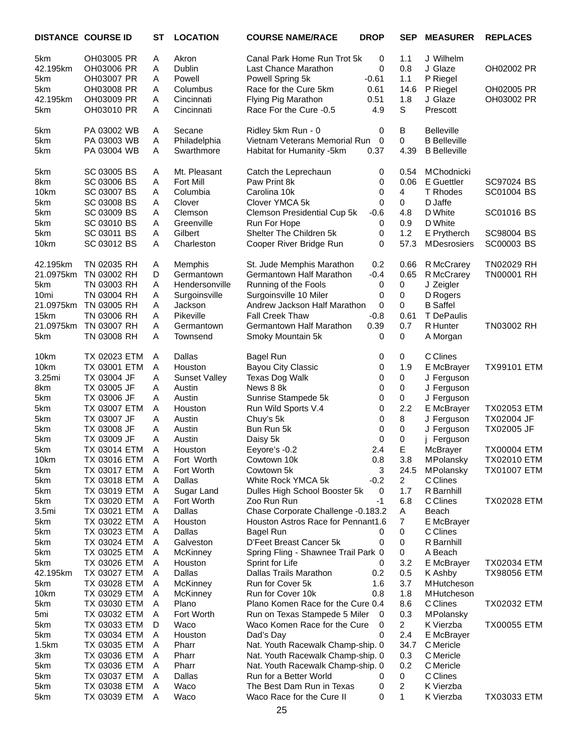| DISTANCE | COURSE ID | ST | LOCATION | COURSE NAME/RACE | DROP | SEP | MEASURER | REPLACES |
|---|---|---|---|---|---|---|---|---|
| 5km | OH03005 PR | A | Akron | Canal Park Home Run Trot 5k | 0 | 1.1 | J Wilhelm | |
| 42.195km | OH03006 PR | A | Dublin | Last Chance Marathon | 0 | 0.8 | J Glaze | OH02002 PR |
| 5km | OH03007 PR | A | Powell | Powell Spring 5k | -0.61 | 1.1 | P Riegel | |
| 5km | OH03008 PR | A | Columbus | Race for the Cure 5km | 0.61 | 14.6 | P Riegel | OH02005 PR |
| 42.195km | OH03009 PR | A | Cincinnati | Flying Pig Marathon | 0.51 | 1.8 | J Glaze | OH03002 PR |
| 5km | OH03010 PR | A | Cincinnati | Race For the Cure -0.5 | 4.9 | S | Prescott | |
| 5km | PA 03002 WB | A | Secane | Ridley 5km Run - 0 | 0 | B | Belleville | |
| 5km | PA 03003 WB | A | Philadelphia | Vietnam Veterans Memorial Run | 0 | 0 | B Belleville | |
| 5km | PA 03004 WB | A | Swarthmore | Habitat for Humanity -5km | 0.37 | 4.39 | B Belleville | |
| 5km | SC 03005 BS | A | Mt. Pleasant | Catch the Leprechaun | 0 | 0.54 | M Chodnicki | |
| 8km | SC 03006 BS | A | Fort Mill | Paw Print 8k | 0 | 0.06 | E Guettler | SC97024 BS |
| 10km | SC 03007 BS | A | Columbia | Carolina 10k | 0 | 4 | T Rhodes | SC01004 BS |
| 5km | SC 03008 BS | A | Clover | Clover YMCA 5k | 0 | 0 | D Jaffe | |
| 5km | SC 03009 BS | A | Clemson | Clemson Presidential Cup 5k | -0.6 | 4.8 | D White | SC01016 BS |
| 5km | SC 03010 BS | A | Greenville | Run For Hope | 0 | 0.9 | D White | |
| 5km | SC 03011 BS | A | Gilbert | Shelter The Children 5k | 0 | 1.2 | E Prytherch | SC98004 BS |
| 10km | SC 03012 BS | A | Charleston | Cooper River Bridge Run | 0 | 57.3 | M Desrosiers | SC00003 BS |
| 42.195km | TN 02035 RH | A | Memphis | St. Jude Memphis Marathon | 0.2 | 0.66 | R McCrarey | TN02029 RH |
| 21.0975km | TN 03002 RH | D | Germantown | Germantown Half Marathon | -0.4 | 0.65 | R McCrarey | TN00001 RH |
| 5km | TN 03003 RH | A | Hendersonville | Running of the Fools | 0 | 0 | J Zeigler | |
| 10mi | TN 03004 RH | A | Surgoinsville | Surgoinsville 10 Miler | 0 | 0 | D Rogers | |
| 21.0975km | TN 03005 RH | A | Jackson | Andrew Jackson Half Marathon | 0 | 0 | B Saffel | |
| 15km | TN 03006 RH | A | Pikeville | Fall Creek Thaw | -0.8 | 0.61 | T DePaulis | |
| 21.0975km | TN 03007 RH | A | Germantown | Germantown Half Marathon | 0.39 | 0.7 | R Hunter | TN03002 RH |
| 5km | TN 03008 RH | A | Townsend | Smoky Mountain 5k | 0 | 0 | A Morgan | |
| 10km | TX 02023 ETM | A | Dallas | Bagel Run | 0 | 0 | C Clines | |
| 10km | TX 03001 ETM | A | Houston | Bayou City Classic | 0 | 1.9 | E McBrayer | TX99101 ETM |
| 3.25mi | TX 03004 JF | A | Sunset Valley | Texas Dog Walk | 0 | 0 | J Ferguson | |
| 8km | TX 03005 JF | A | Austin | News 8 8k | 0 | 0 | J Ferguson | |
| 5km | TX 03006 JF | A | Austin | Sunrise Stampede 5k | 0 | 0 | J Ferguson | |
| 5km | TX 03007 ETM | A | Houston | Run Wild Sports V.4 | 0 | 2.2 | E McBrayer | TX02053 ETM |
| 5km | TX 03007 JF | A | Austin | Chuy's 5k | 0 | 8 | J Ferguson | TX02004 JF |
| 5km | TX 03008 JF | A | Austin | Bun Run 5k | 0 | 0 | J Ferguson | TX02005 JF |
| 5km | TX 03009 JF | A | Austin | Daisy 5k | 0 | 0 | j Ferguson | |
| 5km | TX 03014 ETM | A | Houston | Eeyore's -0.2 | 2.4 | E | McBrayer | TX00004 ETM |
| 10km | TX 03016 ETM | A | Fort Worth | Cowtown 10k | 0.8 | 3.8 | M Polansky | TX02010 ETM |
| 5km | TX 03017 ETM | A | Fort Worth | Cowtown 5k | 3 | 24.5 | M Polansky | TX01007 ETM |
| 5km | TX 03018 ETM | A | Dallas | White Rock YMCA 5k | -0.2 | 2 | C Clines | |
| 5km | TX 03019 ETM | A | Sugar Land | Dulles High School Booster 5k | 0 | 1.7 | R Barnhill | |
| 5km | TX 03020 ETM | A | Fort Worth | Zoo Run Run | -1 | 6.8 | C Clines | TX02028 ETM |
| 3.5mi | TX 03021 ETM | A | Dallas | Chase Corporate Challenge -0.18 | 3.2 | A | Beach | |
| 5km | TX 03022 ETM | A | Houston | Houston Astros Race for Pennant | 1.6 | 7 | E McBrayer | |
| 5km | TX 03023 ETM | A | Dallas | Bagel Run | 0 | 0 | C Clines | |
| 5km | TX 03024 ETM | A | Galveston | D'Feet Breast Cancer 5k | 0 | 0 | R Barnhill | |
| 5km | TX 03025 ETM | A | McKinney | Spring Fling - Shawnee Trail Park | 0 | 0 | A Beach | |
| 5km | TX 03026 ETM | A | Houston | Sprint for Life | 0 | 3.2 | E McBrayer | TX02034 ETM |
| 42.195km | TX 03027 ETM | A | Dallas | Dallas Trails Marathon | 0.2 | 0.5 | K Ashby | TX98056 ETM |
| 5km | TX 03028 ETM | A | McKinney | Run for Cover 5k | 1.6 | 3.7 | M Hutcheson | |
| 10km | TX 03029 ETM | A | McKinney | Run for Cover 10k | 0.8 | 1.8 | M Hutcheson | |
| 5km | TX 03030 ETM | A | Plano | Plano Komen Race for the Cure | 0.4 | 8.6 | C Clines | TX02032 ETM |
| 5mi | TX 03032 ETM | A | Fort Worth | Run on Texas Stampede 5 Miler | 0 | 0.3 | M Polansky | |
| 5km | TX 03033 ETM | D | Waco | Waco Komen Race for the Cure | 0 | 2 | K Vierzba | TX00055 ETM |
| 5km | TX 03034 ETM | A | Houston | Dad's Day | 0 | 2.4 | E McBrayer | |
| 1.5km | TX 03035 ETM | A | Pharr | Nat. Youth Racewalk Champ-ship. | 0 | 34.7 | C Mericle | |
| 3km | TX 03036 ETM | A | Pharr | Nat. Youth Racewalk Champ-ship. | 0 | 0.3 | C Mericle | |
| 5km | TX 03036 ETM | A | Pharr | Nat. Youth Racewalk Champ-ship. | 0 | 0.2 | C Mericle | |
| 5km | TX 03037 ETM | A | Dallas | Run for a Better World | 0 | 0 | C Clines | |
| 5km | TX 03038 ETM | A | Waco | The Best Dam Run in Texas | 0 | 2 | K Vierzba | |
| 5km | TX 03039 ETM | A | Waco | Waco Race for the Cure II | 0 | 1 | K Vierzba | TX03033 ETM |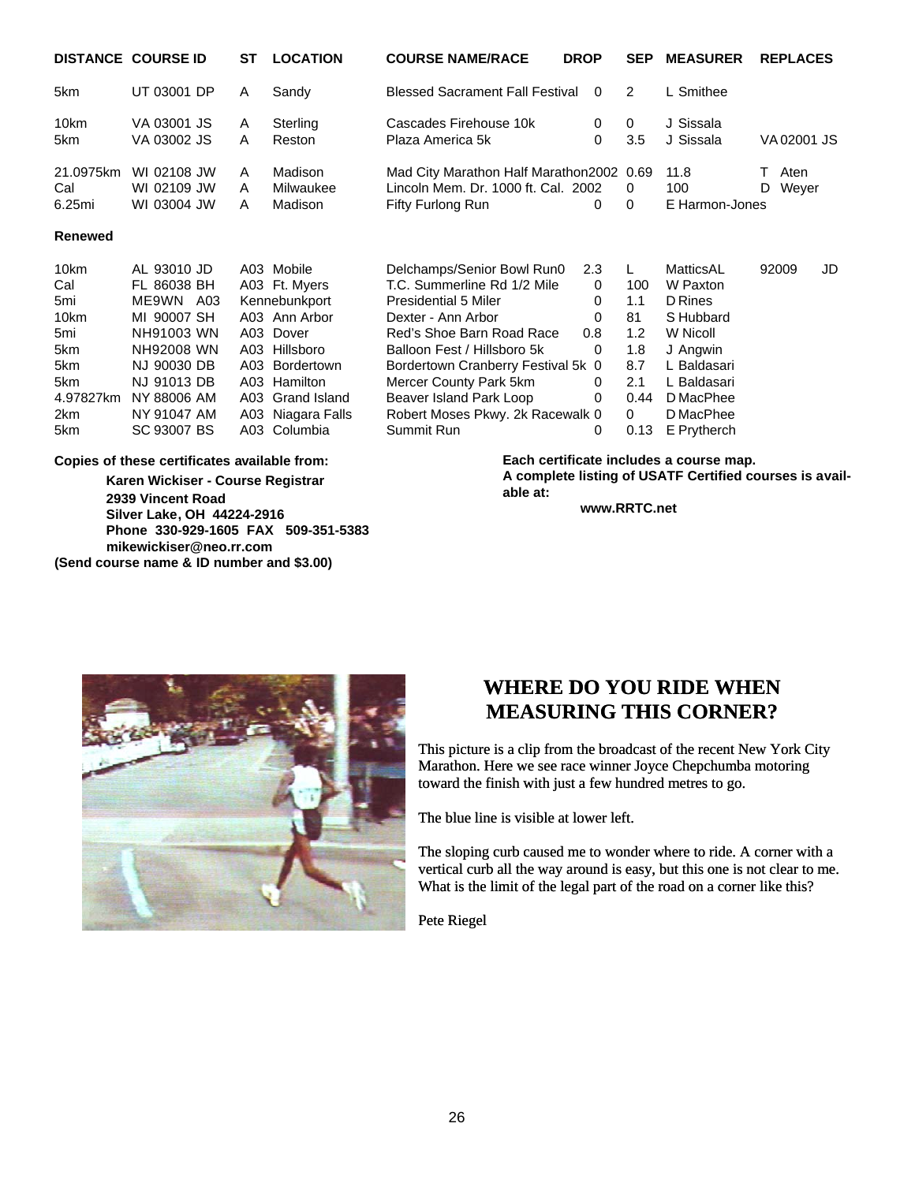| DISTANCE | COURSE ID | ST | LOCATION | COURSE NAME/RACE | DROP | SEP | MEASURER | REPLACES |
|---|---|---|---|---|---|---|---|---|
| 5km | UT 03001 DP | A | Sandy | Blessed Sacrament Fall Festival | 0 | 2 | L Smithee | |
| 10km | VA 03001 JS | A | Sterling | Cascades Firehouse 10k | 0 | 0 | J Sissala | |
| 5km | VA 03002 JS | A | Reston | Plaza America 5k | 0 | 3.5 | J Sissala | VA 02001 JS |
| 21.0975km | WI 02108 JW | A | Madison | Mad City Marathon Half Marathon2002 | 0.69 | 11.8 | T Aten | |
| Cal | WI 02109 JW | A | Milwaukee | Lincoln Mem. Dr. 1000 ft. Cal. 2002 | 0 | 100 | D Weyer | |
| 6.25mi | WI 03004 JW | A | Madison | Fifty Furlong Run | 0 | 0 | E Harmon-Jones | |

**Renewed**

| DISTANCE | COURSE ID | ST | LOCATION | COURSE NAME/RACE | DROP | SEP | MEASURER | REPLACES |
|---|---|---|---|---|---|---|---|---|
| 10km | AL 93010 JD | A03 | Mobile | Delchamps/Senior Bowl Run0 | 2.3 | L | MatticsAL | 92009 JD |
| Cal | FL 86038 BH | A03 | Ft. Myers | T.C. Summerline Rd 1/2 Mile | 0 | 100 | W Paxton | |
| 5mi | ME9WN A03 | | Kennebunkport | Presidential 5 Miler | 0 | 1.1 | D Rines | |
| 10km | MI 90007 SH | A03 | Ann Arbor | Dexter - Ann Arbor | 0 | 81 | S Hubbard | |
| 5mi | NH91003 WN | A03 | Dover | Red's Shoe Barn Road Race | 0.8 | 1.2 | W Nicoll | |
| 5km | NH92008 WN | A03 | Hillsboro | Balloon Fest / Hillsboro 5k | 0 | 1.8 | J Angwin | |
| 5km | NJ 90030 DB | A03 | Bordertown | Bordertown Cranberry Festival 5k | 0 | 8.7 | L Baldasari | |
| 5km | NJ 91013 DB | A03 | Hamilton | Mercer County Park 5km | 0 | 2.1 | L Baldasari | |
| 4.97827km | NY 88006 AM | A03 | Grand Island | Beaver Island Park Loop | 0 | 0.44 | D MacPhee | |
| 2km | NY 91047 AM | A03 | Niagara Falls | Robert Moses Pkwy. 2k Racewalk | 0 | 0 | D MacPhee | |
| 5km | SC 93007 BS | A03 | Columbia | Summit Run | 0 | 0.13 | E Prytherch | |

**Copies of these certificates available from:**

**Karen Wickiser - Course Registrar**
**2939 Vincent Road**
**Silver Lake, OH 44224-2916**
**Phone 330-929-1605 FAX 509-351-5383**
**mikewickiser@neo.rr.com**
**(Send course name & ID number and $3.00)**

**Each certificate includes a course map.**
**A complete listing of USATF Certified courses is available at:**

**www.RRTC.net**

## WHERE DO YOU RIDE WHEN MEASURING THIS CORNER?

This picture is a clip from the broadcast of the recent New York City Marathon. Here we see race winner Joyce Chepchumba motoring toward the finish with just a few hundred metres to go.

The blue line is visible at lower left.

The sloping curb caused me to wonder where to ride. A corner with a vertical curb all the way around is easy, but this one is not clear to me. What is the limit of the legal part of the road on a corner like this?

Pete Riegel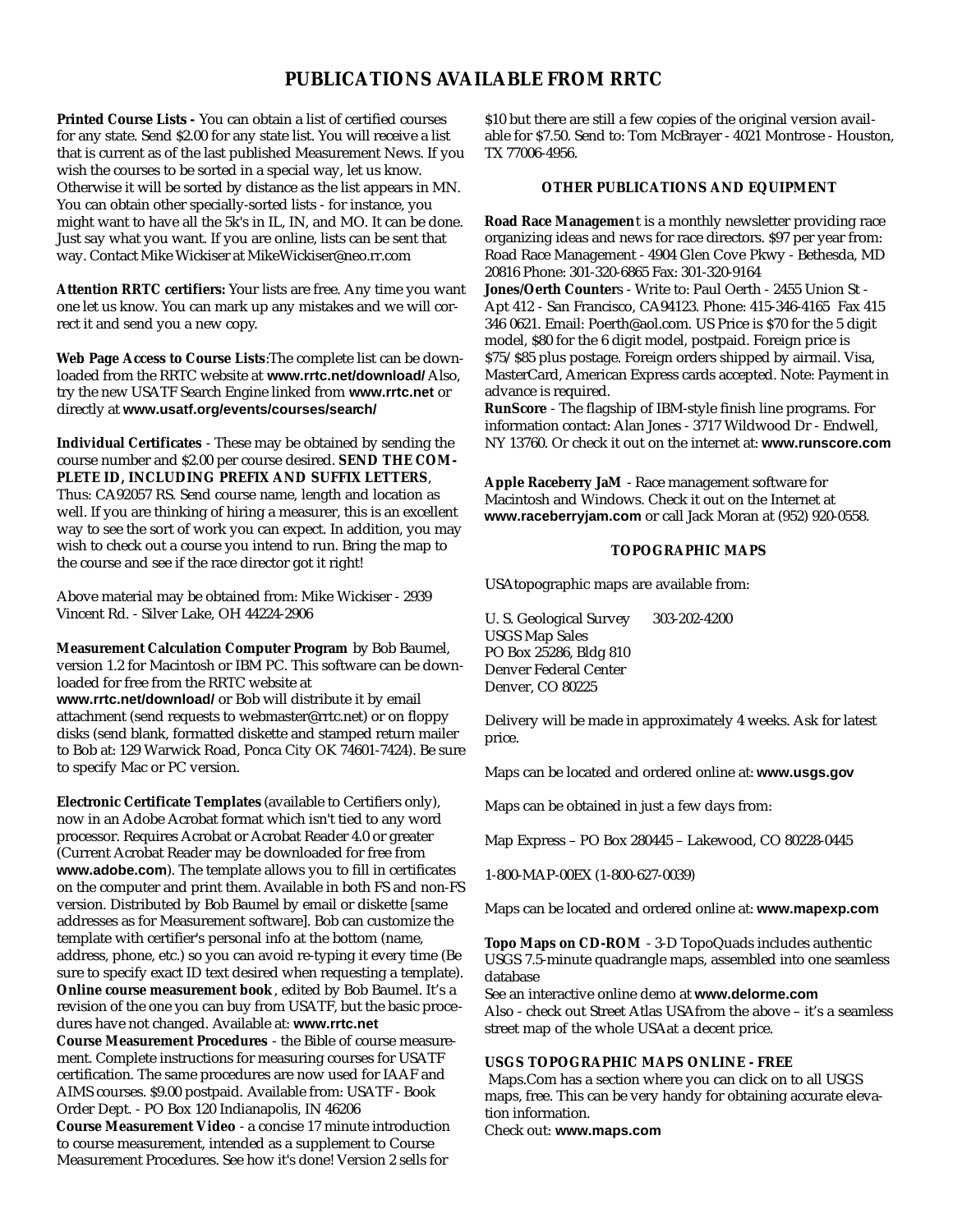# PUBLICATIONS AVAILABLE FROM RRTC

**Printed Course Lists -** You can obtain a list of certified courses for any state. Send $2.00 for any state list. You will receive a list that is current as of the last published Measurement News. If you wish the courses to be sorted in a special way, let us know. Otherwise it will be sorted by distance as the list appears in MN. You can obtain other specially-sorted lists - for instance, you might want to have all the 5k's in IL, IN, and MO. It can be done. Just say what you want. If you are online, lists can be sent that way. Contact Mike Wickiser at MikeWickiser@neo.rr.com

**Attention RRTC certifiers:** Your lists are free. Any time you want one let us know. You can mark up any mistakes and we will correct it and send you a new copy.

**Web Page Access to Course Lists**:The complete list can be downloaded from the RRTC website at **www.rrtc.net/download/** Also, try the new USATF Search Engine linked from **www.rrtc.net** or directly at **www.usatf.org/events/courses/search/**

**Individual Certificates** - These may be obtained by sending the course number and $2.00 per course desired. **SEND THE COMPLETE ID, INCLUDING PREFIX AND SUFFIX LETTERS**, Thus: CA92057 RS. Send course name, length and location as well. If you are thinking of hiring a measurer, this is an excellent way to see the sort of work you can expect. In addition, you may wish to check out a course you intend to run. Bring the map to the course and see if the race director got it right!

Above material may be obtained from: Mike Wickiser - 2939 Vincent Rd. - Silver Lake, OH 44224-2906

**Measurement Calculation Computer Program** by Bob Baumel, version 1.2 for Macintosh or IBM PC. This software can be downloaded for free from the RRTC website at **www.rrtc.net/download/** or Bob will distribute it by email attachment (send requests to webmaster@rrtc.net) or on floppy disks (send blank, formatted diskette and stamped return mailer to Bob at: 129 Warwick Road, Ponca City OK 74601-7424). Be sure to specify Mac or PC version.

**Electronic Certificate Templates** (available to Certifiers only), now in an Adobe Acrobat format which isn't tied to any word processor. Requires Acrobat or Acrobat Reader 4.0 or greater (Current Acrobat Reader may be downloaded for free from **www.adobe.com**). The template allows you to fill in certificates on the computer and print them. Available in both FS and non-FS version. Distributed by Bob Baumel by email or diskette [same addresses as for Measurement software]. Bob can customize the template with certifier's personal info at the bottom (name, address, phone, etc.) so you can avoid re-typing it every time (Be sure to specify exact ID text desired when requesting a template).

**Online course measurement book**, edited by Bob Baumel. It's a revision of the one you can buy from USATF, but the basic procedures have not changed. Available at: **www.rrtc.net**

**Course Measurement Procedures** - the Bible of course measurement. Complete instructions for measuring courses for USATF certification. The same procedures are now used for IAAF and AIMS courses. $9.00 postpaid. Available from: USATF - Book Order Dept. - PO Box 120 Indianapolis, IN 46206

**Course Measurement Video** - a concise 17 minute introduction to course measurement, intended as a supplement to Course Measurement Procedures. See how it's done! Version 2 sells for $10 but there are still a few copies of the original version available for $7.50. Send to: Tom McBrayer - 4021 Montrose - Houston, TX 77006-4956.

### OTHER PUBLICATIONS AND EQUIPMENT

**Road Race Management** is a monthly newsletter providing race organizing ideas and news for race directors. $97 per year from: Road Race Management - 4904 Glen Cove Pkwy - Bethesda, MD 20816 Phone: 301-320-6865 Fax: 301-320-9164

**Jones/Oerth Counters** - Write to: Paul Oerth - 2455 Union St - Apt 412 - San Francisco, CA 94123. Phone: 415-346-4165 Fax 415 346 0621. Email: Poerth@aol.com. US Price is $70 for the 5 digit model, $80 for the 6 digit model, postpaid. Foreign price is $75/ $85 plus postage. Foreign orders shipped by airmail. Visa, MasterCard, American Express cards accepted. Note: Payment in advance is required.

**RunScore** - The flagship of IBM-style finish line programs. For information contact: Alan Jones - 3717 Wildwood Dr - Endwell, NY 13760. Or check it out on the internet at: **www.runscore.com**

**Apple Raceberry JaM** - Race management software for Macintosh and Windows. Check it out on the Internet at **www.raceberryjam.com** or call Jack Moran at (952) 920-0558.

### TOPOGRAPHIC MAPS

USA topographic maps are available from:

U. S. Geological Survey 303-202-4200
USGS Map Sales
PO Box 25286, Bldg 810
Denver Federal Center
Denver, CO 80225

Delivery will be made in approximately 4 weeks. Ask for latest price.

Maps can be located and ordered online at: **www.usgs.gov**

Maps can be obtained in just a few days from:

Map Express – PO Box 280445 – Lakewood, CO 80228-0445

1-800-MAP-00EX (1-800-627-0039)

Maps can be located and ordered online at: **www.mapexp.com**

**Topo Maps on CD-ROM** - 3-D TopoQuads includes authentic USGS 7.5-minute quadrangle maps, assembled into one seamless database

See an interactive online demo at **www.delorme.com**

Also - check out Street Atlas USA from the above – it's a seamless street map of the whole USA at a decent price.

### USGS TOPOGRAPHIC MAPS ONLINE - FREE

Maps.Com has a section where you can click on to all USGS maps, free. This can be very handy for obtaining accurate elevation information.

Check out: **www.maps.com**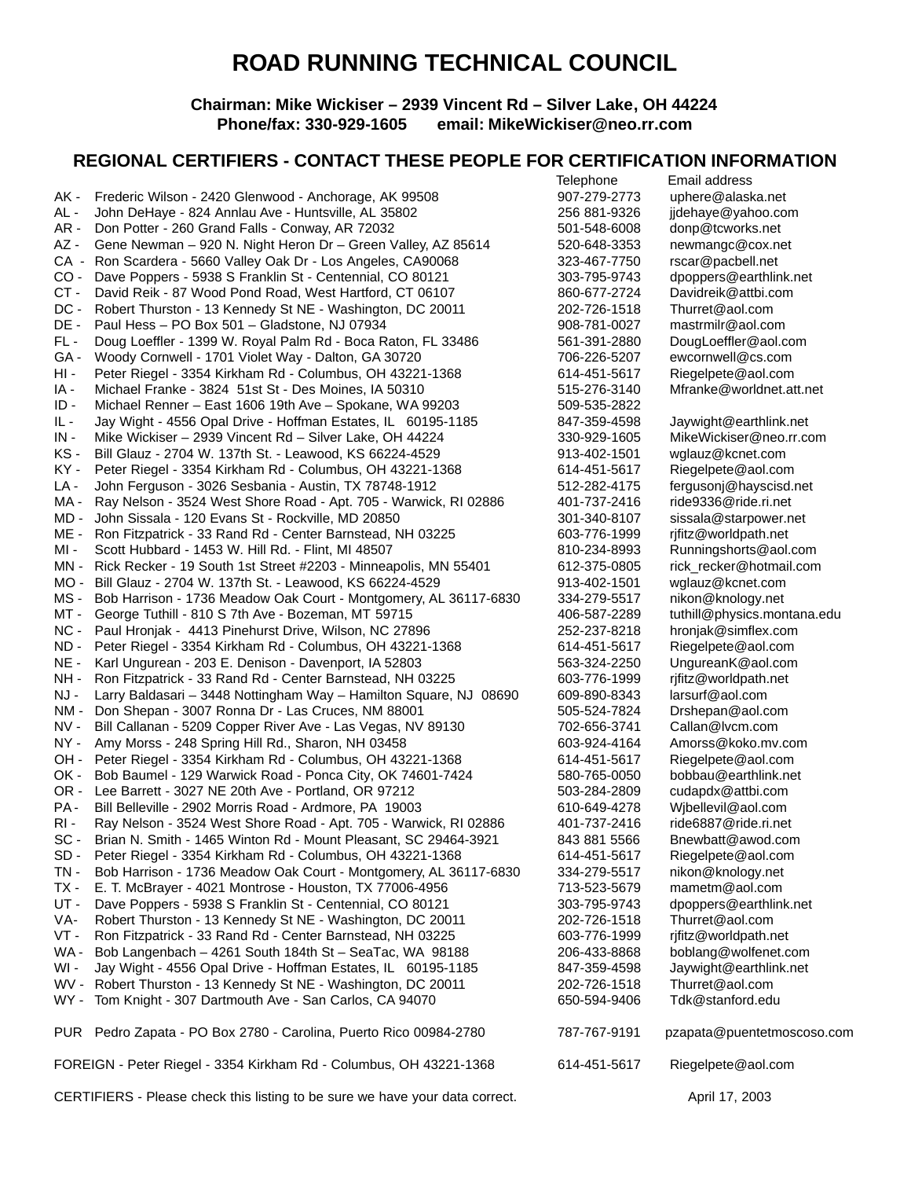# ROAD RUNNING TECHNICAL COUNCIL

**Chairman: Mike Wickiser – 2939 Vincent Rd – Silver Lake, OH 44224**
**Phone/fax: 330-929-1605 email: MikeWickiser@neo.rr.com**

## REGIONAL CERTIFIERS - CONTACT THESE PEOPLE FOR CERTIFICATION INFORMATION

| | | Telephone | Email address |
|---|---|---|---|
| AK - | Frederic Wilson - 2420 Glenwood - Anchorage, AK 99508 | 907-279-2773 | uphere@alaska.net |
| AL - | John DeHaye - 824 Annlau Ave - Huntsville, AL 35802 | 256 881-9326 | jjdehaye@yahoo.com |
| AR - | Don Potter - 260 Grand Falls - Conway, AR 72032 | 501-548-6008 | donp@tcworks.net |
| AZ - | Gene Newman – 920 N. Night Heron Dr – Green Valley, AZ 85614 | 520-648-3353 | newmangc@cox.net |
| CA - | Ron Scardera - 5660 Valley Oak Dr - Los Angeles, CA90068 | 323-467-7750 | rscar@pacbell.net |
| CO - | Dave Poppers - 5938 S Franklin St - Centennial, CO 80121 | 303-795-9743 | dpoppers@earthlink.net |
| CT - | David Reik - 87 Wood Pond Road, West Hartford, CT 06107 | 860-677-2724 | Davidreik@attbi.com |
| DC - | Robert Thurston - 13 Kennedy St NE - Washington, DC 20011 | 202-726-1518 | Thurret@aol.com |
| DE - | Paul Hess – PO Box 501 – Gladstone, NJ 07934 | 908-781-0027 | mastrmilr@aol.com |
| FL - | Doug Loeffler - 1399 W. Royal Palm Rd - Boca Raton, FL 33486 | 561-391-2880 | DougLoeffler@aol.com |
| GA - | Woody Cornwell - 1701 Violet Way - Dalton, GA 30720 | 706-226-5207 | ewcornwell@cs.com |
| HI - | Peter Riegel - 3354 Kirkham Rd - Columbus, OH 43221-1368 | 614-451-5617 | Riegelpete@aol.com |
| IA - | Michael Franke - 3824 51st St - Des Moines, IA 50310 | 515-276-3140 | Mfranke@worldnet.att.net |
| ID - | Michael Renner – East 1606 19th Ave – Spokane, WA 99203 | 509-535-2822 | |
| IL - | Jay Wight - 4556 Opal Drive - Hoffman Estates, IL 60195-1185 | 847-359-4598 | Jaywight@earthlink.net |
| IN - | Mike Wickiser – 2939 Vincent Rd – Silver Lake, OH 44224 | 330-929-1605 | MikeWickiser@neo.rr.com |
| KS - | Bill Glauz - 2704 W. 137th St. - Leawood, KS 66224-4529 | 913-402-1501 | wglauz@kcnet.com |
| KY - | Peter Riegel - 3354 Kirkham Rd - Columbus, OH 43221-1368 | 614-451-5617 | Riegelpete@aol.com |
| LA - | John Ferguson - 3026 Sesbania - Austin, TX 78748-1912 | 512-282-4175 | fergusonj@hayscisd.net |
| MA - | Ray Nelson - 3524 West Shore Road - Apt. 705 - Warwick, RI 02886 | 401-737-2416 | ride9336@ride.ri.net |
| MD - | John Sissala - 120 Evans St - Rockville, MD 20850 | 301-340-8107 | sissala@starpower.net |
| ME - | Ron Fitzpatrick - 33 Rand Rd - Center Barnstead, NH 03225 | 603-776-1999 | rjfitz@worldpath.net |
| MI - | Scott Hubbard - 1453 W. Hill Rd. - Flint, MI 48507 | 810-234-8993 | Runningshorts@aol.com |
| MN - | Rick Recker - 19 South 1st Street #2203 - Minneapolis, MN 55401 | 612-375-0805 | rick_recker@hotmail.com |
| MO - | Bill Glauz - 2704 W. 137th St. - Leawood, KS 66224-4529 | 913-402-1501 | wglauz@kcnet.com |
| MS - | Bob Harrison - 1736 Meadow Oak Court - Montgomery, AL 36117-6830 | 334-279-5517 | nikon@knology.net |
| MT - | George Tuthill - 810 S 7th Ave - Bozeman, MT 59715 | 406-587-2289 | tuthill@physics.montana.edu |
| NC - | Paul Hronjak - 4413 Pinehurst Drive, Wilson, NC 27896 | 252-237-8218 | hronjak@simflex.com |
| ND - | Peter Riegel - 3354 Kirkham Rd - Columbus, OH 43221-1368 | 614-451-5617 | Riegelpete@aol.com |
| NE - | Karl Ungurean - 203 E. Denison - Davenport, IA 52803 | 563-324-2250 | UngureanK@aol.com |
| NH - | Ron Fitzpatrick - 33 Rand Rd - Center Barnstead, NH 03225 | 603-776-1999 | rjfitz@worldpath.net |
| NJ - | Larry Baldasari – 3448 Nottingham Way – Hamilton Square, NJ 08690 | 609-890-8343 | larsurf@aol.com |
| NM - | Don Shepan - 3007 Ronna Dr - Las Cruces, NM 88001 | 505-524-7824 | Drshepan@aol.com |
| NV - | Bill Callanan - 5209 Copper River Ave - Las Vegas, NV 89130 | 702-656-3741 | Callan@lvcm.com |
| NY - | Amy Morss - 248 Spring Hill Rd., Sharon, NH 03458 | 603-924-4164 | Amorss@koko.mv.com |
| OH - | Peter Riegel - 3354 Kirkham Rd - Columbus, OH 43221-1368 | 614-451-5617 | Riegelpete@aol.com |
| OK - | Bob Baumel - 129 Warwick Road - Ponca City, OK 74601-7424 | 580-765-0050 | bobbau@earthlink.net |
| OR - | Lee Barrett - 3027 NE 20th Ave - Portland, OR 97212 | 503-284-2809 | cudapdx@attbi.com |
| PA - | Bill Belleville - 2902 Morris Road - Ardmore, PA 19003 | 610-649-4278 | Wjbellevil@aol.com |
| RI - | Ray Nelson - 3524 West Shore Road - Apt. 705 - Warwick, RI 02886 | 401-737-2416 | ride6887@ride.ri.net |
| SC - | Brian N. Smith - 1465 Winton Rd - Mount Pleasant, SC 29464-3921 | 843 881 5566 | Bnewbatt@awod.com |
| SD - | Peter Riegel - 3354 Kirkham Rd - Columbus, OH 43221-1368 | 614-451-5617 | Riegelpete@aol.com |
| TN - | Bob Harrison - 1736 Meadow Oak Court - Montgomery, AL 36117-6830 | 334-279-5517 | nikon@knology.net |
| TX - | E. T. McBrayer - 4021 Montrose - Houston, TX 77006-4956 | 713-523-5679 | mametm@aol.com |
| UT - | Dave Poppers - 5938 S Franklin St - Centennial, CO 80121 | 303-795-9743 | dpoppers@earthlink.net |
| VA- | Robert Thurston - 13 Kennedy St NE - Washington, DC 20011 | 202-726-1518 | Thurret@aol.com |
| VT - | Ron Fitzpatrick - 33 Rand Rd - Center Barnstead, NH 03225 | 603-776-1999 | rjfitz@worldpath.net |
| WA - | Bob Langenbach – 4261 South 184th St – SeaTac, WA 98188 | 206-433-8868 | boblang@wolfenet.com |
| WI - | Jay Wight - 4556 Opal Drive - Hoffman Estates, IL 60195-1185 | 847-359-4598 | Jaywight@earthlink.net |
| WV - | Robert Thurston - 13 Kennedy St NE - Washington, DC 20011 | 202-726-1518 | Thurret@aol.com |
| WY - | Tom Knight - 307 Dartmouth Ave - San Carlos, CA 94070 | 650-594-9406 | Tdk@stanford.edu |
| PUR | Pedro Zapata - PO Box 2780 - Carolina, Puerto Rico 00984-2780 | 787-767-9191 | pzapata@puentetmoscoso.com |
| FOREIGN - | Peter Riegel - 3354 Kirkham Rd - Columbus, OH 43221-1368 | 614-451-5617 | Riegelpete@aol.com |

CERTIFIERS - Please check this listing to be sure we have your data correct. April 17, 2003